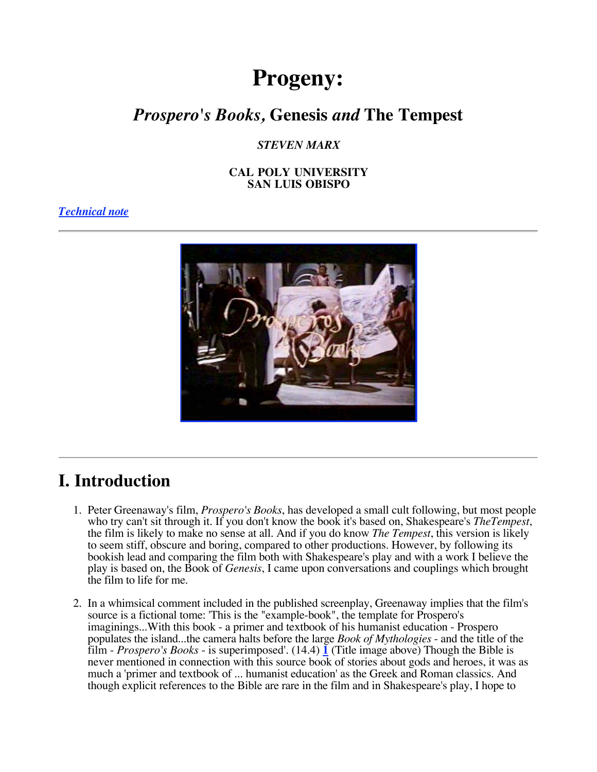# Progeny:

## *Prospero's Books,* Genesis *and* The Tempest

***STEVEN MARX***

**CAL POLY UNIVERSITY**
**SAN LUIS OBISPO**

***Technical note***

---

---

## I. Introduction

1. Peter Greenaway's film, *Prospero's Books*, has developed a small cult following, but most people who try can't sit through it. If you don't know the book it's based on, Shakespeare's *TheTempest*, the film is likely to make no sense at all. And if you do know *The Tempest*, this version is likely to seem stiff, obscure and boring, compared to other productions. However, by following its bookish lead and comparing the film both with Shakespeare's play and with a work I believe the play is based on, the Book of *Genesis*, I came upon conversations and couplings which brought the film to life for me.

2. In a whimsical comment included in the published screenplay, Greenaway implies that the film's source is a fictional tome: 'This is the "example-book", the template for Prospero's imaginings...With this book - a primer and textbook of his humanist education - Prospero populates the island...the camera halts before the large *Book of Mythologies* - and the title of the film - *Prospero's Books* - is superimposed'. (14.4) [1] (Title image above) Though the Bible is never mentioned in connection with this source book of stories about gods and heroes, it was as much a 'primer and textbook of ... humanist education' as the Greek and Roman classics. And though explicit references to the Bible are rare in the film and in Shakespeare's play, I hope to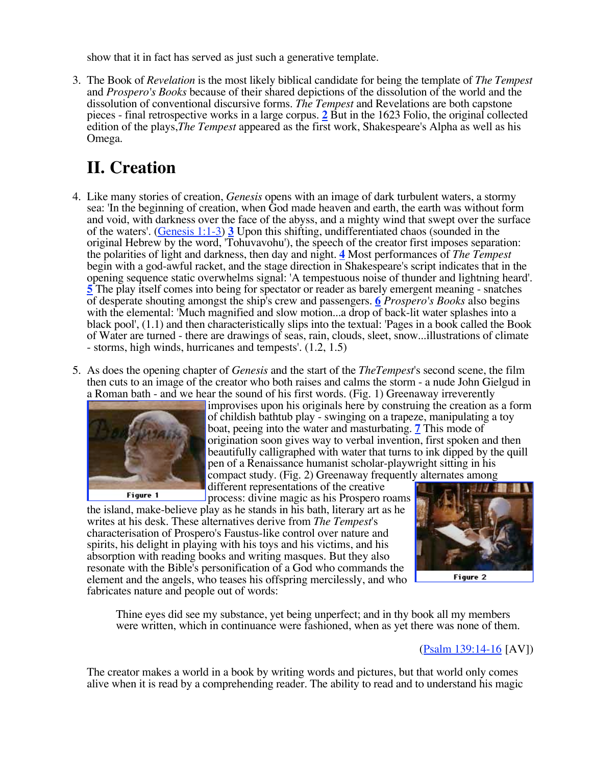show that it in fact has served as just such a generative template.

3. The Book of *Revelation* is the most likely biblical candidate for being the template of *The Tempest* and *Prospero's Books* because of their shared depictions of the dissolution of the world and the dissolution of conventional discursive forms. *The Tempest* and Revelations are both capstone pieces - final retrospective works in a large corpus. [2] But in the 1623 Folio, the original collected edition of the plays,*The Tempest* appeared as the first work, Shakespeare's Alpha as well as his Omega.

## II. Creation

4. Like many stories of creation, *Genesis* opens with an image of dark turbulent waters, a stormy sea: 'In the beginning of creation, when God made heaven and earth, the earth was without form and void, with darkness over the face of the abyss, and a mighty wind that swept over the surface of the waters'. (Genesis 1:1-3) [3] Upon this shifting, undifferentiated chaos (sounded in the original Hebrew by the word, 'Tohuvavohu'), the speech of the creator first imposes separation: the polarities of light and darkness, then day and night. [4] Most performances of *The Tempest* begin with a god-awful racket, and the stage direction in Shakespeare's script indicates that in the opening sequence static overwhelms signal: 'A tempestuous noise of thunder and lightning heard'. [5] The play itself comes into being for spectator or reader as barely emergent meaning - snatches of desperate shouting amongst the ship's crew and passengers. [6] *Prospero's Books* also begins with the elemental: 'Much magnified and slow motion...a drop of back-lit water splashes into a black pool', (1.1) and then characteristically slips into the textual: 'Pages in a book called the Book of Water are turned - there are drawings of seas, rain, clouds, sleet, snow...illustrations of climate - storms, high winds, hurricanes and tempests'. (1.2, 1.5)

5. As does the opening chapter of *Genesis* and the start of the *TheTempest*'s second scene, the film then cuts to an image of the creator who both raises and calms the storm - a nude John Gielgud in a Roman bath - and we hear the sound of his first words. (Fig. 1) Greenaway irreverently improvises upon his originals here by construing the creation as a form of childish bathtub play - swinging on a trapeze, manipulating a toy boat, peeing into the water and masturbating. [7] This mode of origination soon gives way to verbal invention, first spoken and then beautifully calligraphed with water that turns to ink dipped by the quill pen of a Renaissance humanist scholar-playwright sitting in his compact study. (Fig. 2) Greenaway frequently alternates among different representations of the creative process: divine magic as his Prospero roams the island, make-believe play as he stands in his bath, literary art as he writes at his desk. These alternatives derive from *The Tempest*'s characterisation of Prospero's Faustus-like control over nature and spirits, his delight in playing with his toys and his victims, and his absorption with reading books and writing masques. But they also resonate with the Bible's personification of a God who commands the element and the angels, who teases his offspring mercilessly, and who fabricates nature and people out of words:

Figure 1

Figure 2

> Thine eyes did see my substance, yet being unperfect; and in thy book all my members were written, which in continuance were fashioned, when as yet there was none of them.
>
> (Psalm 139:14-16 [AV])

The creator makes a world in a book by writing words and pictures, but that world only comes alive when it is read by a comprehending reader. The ability to read and to understand his magic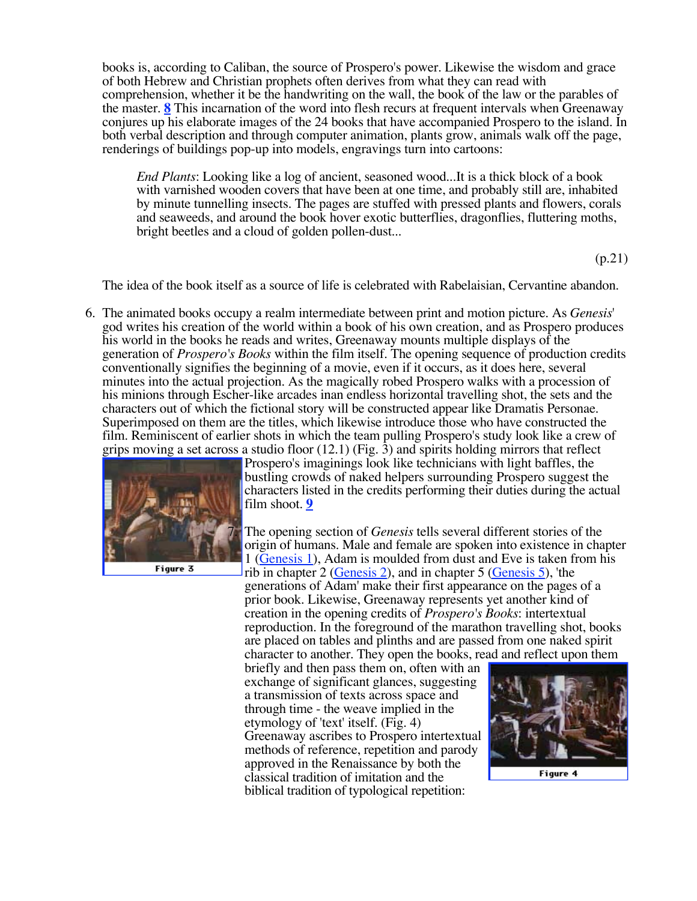books is, according to Caliban, the source of Prospero's power. Likewise the wisdom and grace of both Hebrew and Christian prophets often derives from what they can read with comprehension, whether it be the handwriting on the wall, the book of the law or the parables of the master. **8** This incarnation of the word into flesh recurs at frequent intervals when Greenaway conjures up his elaborate images of the 24 books that have accompanied Prospero to the island. In both verbal description and through computer animation, plants grow, animals walk off the page, renderings of buildings pop-up into models, engravings turn into cartoons:

> *End Plants*: Looking like a log of ancient, seasoned wood...It is a thick block of a book with varnished wooden covers that have been at one time, and probably still are, inhabited by minute tunnelling insects. The pages are stuffed with pressed plants and flowers, corals and seaweeds, and around the book hover exotic butterflies, dragonflies, fluttering moths, bright beetles and a cloud of golden pollen-dust...
>
> (p.21)

The idea of the book itself as a source of life is celebrated with Rabelaisian, Cervantine abandon.

6. The animated books occupy a realm intermediate between print and motion picture. As *Genesis*' god writes his creation of the world within a book of his own creation, and as Prospero produces his world in the books he reads and writes, Greenaway mounts multiple displays of the generation of *Prospero's Books* within the film itself. The opening sequence of production credits conventionally signifies the beginning of a movie, even if it occurs, as it does here, several minutes into the actual projection. As the magically robed Prospero walks with a procession of his minions through Escher-like arcades inan endless horizontal travelling shot, the sets and the characters out of which the fictional story will be constructed appear like Dramatis Personae. Superimposed on them are the titles, which likewise introduce those who have constructed the film. Reminiscent of earlier shots in which the team pulling Prospero's study look like a crew of grips moving a set across a studio floor (12.1) (Fig. 3) and spirits holding mirrors that reflect Prospero's imaginings look like technicians with light baffles, the bustling crowds of naked helpers surrounding Prospero suggest the characters listed in the credits performing their duties during the actual film shoot. **9**

Figure 3

7. The opening section of *Genesis* tells several different stories of the origin of humans. Male and female are spoken into existence in chapter 1 (Genesis 1), Adam is moulded from dust and Eve is taken from his rib in chapter 2 (Genesis 2), and in chapter 5 (Genesis 5), 'the generations of Adam' make their first appearance on the pages of a prior book. Likewise, Greenaway represents yet another kind of creation in the opening credits of *Prospero's Books*: intertextual reproduction. In the foreground of the marathon travelling shot, books are placed on tables and plinths and are passed from one naked spirit character to another. They open the books, read and reflect upon them briefly and then pass them on, often with an exchange of significant glances, suggesting a transmission of texts across space and through time - the weave implied in the etymology of 'text' itself. (Fig. 4) Greenaway ascribes to Prospero intertextual methods of reference, repetition and parody approved in the Renaissance by both the classical tradition of imitation and the biblical tradition of typological repetition:

Figure 4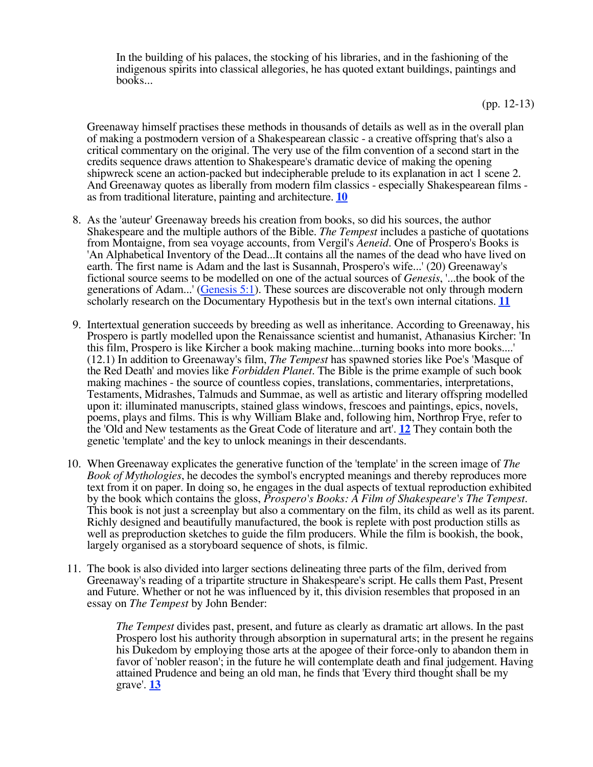> In the building of his palaces, the stocking of his libraries, and in the fashioning of the indigenous spirits into classical allegories, he has quoted extant buildings, paintings and books...
>
> (pp. 12-13)

Greenaway himself practises these methods in thousands of details as well as in the overall plan of making a postmodern version of a Shakespearean classic - a creative offspring that's also a critical commentary on the original. The very use of the film convention of a second start in the credits sequence draws attention to Shakespeare's dramatic device of making the opening shipwreck scene an action-packed but indecipherable prelude to its explanation in act 1 scene 2. And Greenaway quotes as liberally from modern film classics - especially Shakespearean films - as from traditional literature, painting and architecture. **10**

8. As the 'auteur' Greenaway breeds his creation from books, so did his sources, the author Shakespeare and the multiple authors of the Bible. *The Tempest* includes a pastiche of quotations from Montaigne, from sea voyage accounts, from Vergil's *Aeneid*. One of Prospero's Books is 'An Alphabetical Inventory of the Dead...It contains all the names of the dead who have lived on earth. The first name is Adam and the last is Susannah, Prospero's wife...' (20) Greenaway's fictional source seems to be modelled on one of the actual sources of *Genesis*, '...the book of the generations of Adam...' (Genesis 5:1). These sources are discoverable not only through modern scholarly research on the Documentary Hypothesis but in the text's own internal citations. **11**

9. Intertextual generation succeeds by breeding as well as inheritance. According to Greenaway, his Prospero is partly modelled upon the Renaissance scientist and humanist, Athanasius Kircher: 'In this film, Prospero is like Kircher a book making machine...turning books into more books....' (12.1) In addition to Greenaway's film, *The Tempest* has spawned stories like Poe's 'Masque of the Red Death' and movies like *Forbidden Planet*. The Bible is the prime example of such book making machines - the source of countless copies, translations, commentaries, interpretations, Testaments, Midrashes, Talmuds and Summae, as well as artistic and literary offspring modelled upon it: illuminated manuscripts, stained glass windows, frescoes and paintings, epics, novels, poems, plays and films. This is why William Blake and, following him, Northrop Frye, refer to the 'Old and New testaments as the Great Code of literature and art'. **12** They contain both the genetic 'template' and the key to unlock meanings in their descendants.

10. When Greenaway explicates the generative function of the 'template' in the screen image of *The Book of Mythologies*, he decodes the symbol's encrypted meanings and thereby reproduces more text from it on paper. In doing so, he engages in the dual aspects of textual reproduction exhibited by the book which contains the gloss, *Prospero's Books: A Film of Shakespeare's The Tempest*. This book is not just a screenplay but also a commentary on the film, its child as well as its parent. Richly designed and beautifully manufactured, the book is replete with post production stills as well as preproduction sketches to guide the film producers. While the film is bookish, the book, largely organised as a storyboard sequence of shots, is filmic.

11. The book is also divided into larger sections delineating three parts of the film, derived from Greenaway's reading of a tripartite structure in Shakespeare's script. He calls them Past, Present and Future. Whether or not he was influenced by it, this division resembles that proposed in an essay on *The Tempest* by John Bender:

> *The Tempest* divides past, present, and future as clearly as dramatic art allows. In the past Prospero lost his authority through absorption in supernatural arts; in the present he regains his Dukedom by employing those arts at the apogee of their force-only to abandon them in favor of 'nobler reason'; in the future he will contemplate death and final judgement. Having attained Prudence and being an old man, he finds that 'Every third thought shall be my grave'. **13**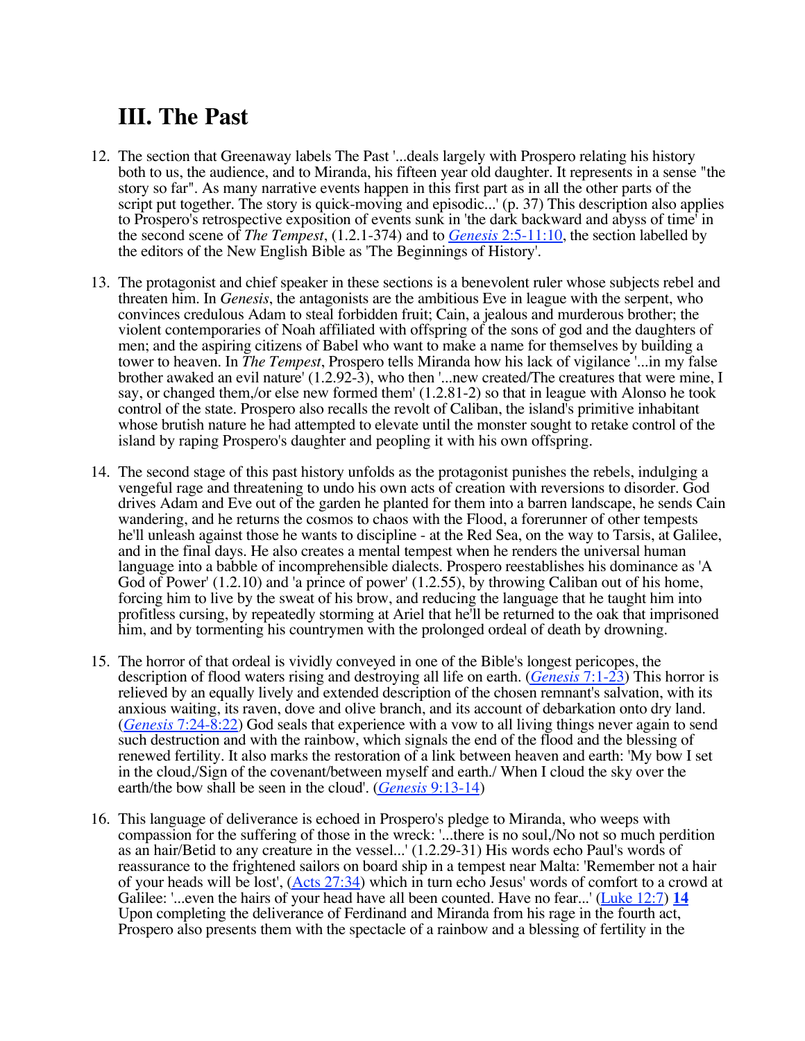## III. The Past

12. The section that Greenaway labels The Past '...deals largely with Prospero relating his history both to us, the audience, and to Miranda, his fifteen year old daughter. It represents in a sense "the story so far". As many narrative events happen in this first part as in all the other parts of the script put together. The story is quick-moving and episodic...' (p. 37) This description also applies to Prospero's retrospective exposition of events sunk in 'the dark backward and abyss of time' in the second scene of *The Tempest*, (1.2.1-374) and to *Genesis* 2:5-11:10, the section labelled by the editors of the New English Bible as 'The Beginnings of History'.

13. The protagonist and chief speaker in these sections is a benevolent ruler whose subjects rebel and threaten him. In *Genesis*, the antagonists are the ambitious Eve in league with the serpent, who convinces credulous Adam to steal forbidden fruit; Cain, a jealous and murderous brother; the violent contemporaries of Noah affiliated with offspring of the sons of god and the daughters of men; and the aspiring citizens of Babel who want to make a name for themselves by building a tower to heaven. In *The Tempest*, Prospero tells Miranda how his lack of vigilance '...in my false brother awaked an evil nature' (1.2.92-3), who then '...new created/The creatures that were mine, I say, or changed them,/or else new formed them' (1.2.81-2) so that in league with Alonso he took control of the state. Prospero also recalls the revolt of Caliban, the island's primitive inhabitant whose brutish nature he had attempted to elevate until the monster sought to retake control of the island by raping Prospero's daughter and peopling it with his own offspring.

14. The second stage of this past history unfolds as the protagonist punishes the rebels, indulging a vengeful rage and threatening to undo his own acts of creation with reversions to disorder. God drives Adam and Eve out of the garden he planted for them into a barren landscape, he sends Cain wandering, and he returns the cosmos to chaos with the Flood, a forerunner of other tempests he'll unleash against those he wants to discipline - at the Red Sea, on the way to Tarsis, at Galilee, and in the final days. He also creates a mental tempest when he renders the universal human language into a babble of incomprehensible dialects. Prospero reestablishes his dominance as 'A God of Power' (1.2.10) and 'a prince of power' (1.2.55), by throwing Caliban out of his home, forcing him to live by the sweat of his brow, and reducing the language that he taught him into profitless cursing, by repeatedly storming at Ariel that he'll be returned to the oak that imprisoned him, and by tormenting his countrymen with the prolonged ordeal of death by drowning.

15. The horror of that ordeal is vividly conveyed in one of the Bible's longest pericopes, the description of flood waters rising and destroying all life on earth. (*Genesis* 7:1-23) This horror is relieved by an equally lively and extended description of the chosen remnant's salvation, with its anxious waiting, its raven, dove and olive branch, and its account of debarkation onto dry land. (*Genesis* 7:24-8:22) God seals that experience with a vow to all living things never again to send such destruction and with the rainbow, which signals the end of the flood and the blessing of renewed fertility. It also marks the restoration of a link between heaven and earth: 'My bow I set in the cloud,/Sign of the covenant/between myself and earth./ When I cloud the sky over the earth/the bow shall be seen in the cloud'. (*Genesis* 9:13-14)

16. This language of deliverance is echoed in Prospero's pledge to Miranda, who weeps with compassion for the suffering of those in the wreck: '...there is no soul,/No not so much perdition as an hair/Betid to any creature in the vessel...' (1.2.29-31) His words echo Paul's words of reassurance to the frightened sailors on board ship in a tempest near Malta: 'Remember not a hair of your heads will be lost', (Acts 27:34) which in turn echo Jesus' words of comfort to a crowd at Galilee: '...even the hairs of your head have all been counted. Have no fear...' (Luke 12:7) **14** Upon completing the deliverance of Ferdinand and Miranda from his rage in the fourth act, Prospero also presents them with the spectacle of a rainbow and a blessing of fertility in the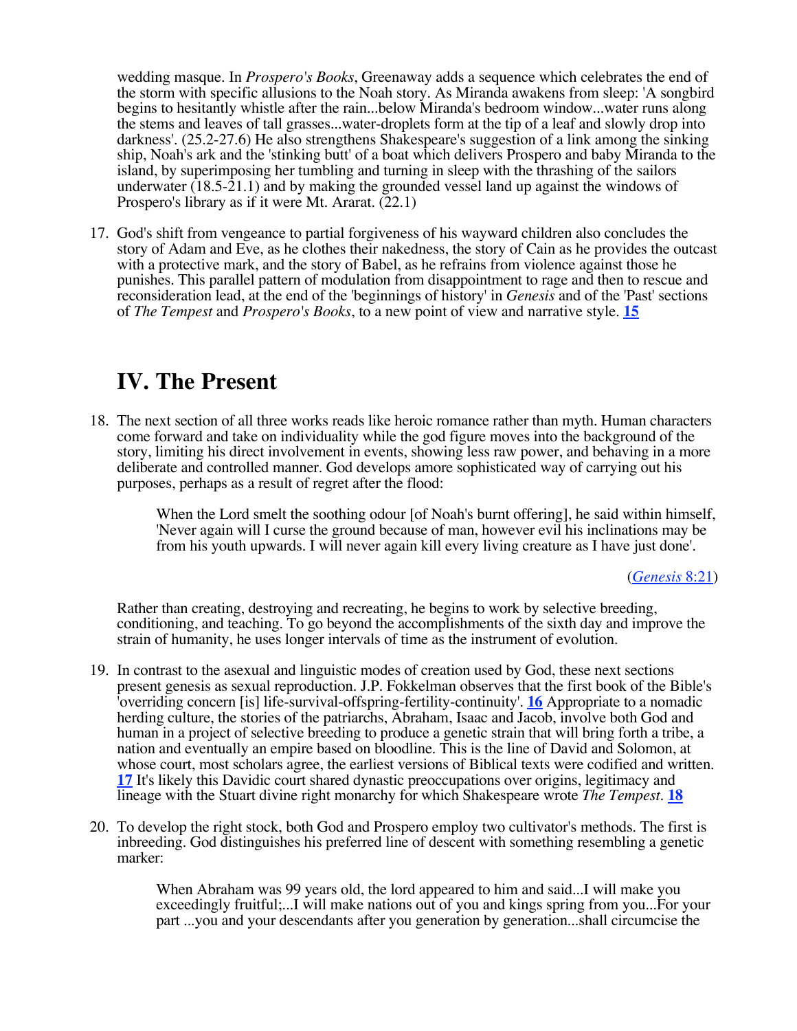wedding masque. In *Prospero's Books*, Greenaway adds a sequence which celebrates the end of the storm with specific allusions to the Noah story. As Miranda awakens from sleep: 'A songbird begins to hesitantly whistle after the rain...below Miranda's bedroom window...water runs along the stems and leaves of tall grasses...water-droplets form at the tip of a leaf and slowly drop into darkness'. (25.2-27.6) He also strengthens Shakespeare's suggestion of a link among the sinking ship, Noah's ark and the 'stinking butt' of a boat which delivers Prospero and baby Miranda to the island, by superimposing her tumbling and turning in sleep with the thrashing of the sailors underwater (18.5-21.1) and by making the grounded vessel land up against the windows of Prospero's library as if it were Mt. Ararat. (22.1)

17. God's shift from vengeance to partial forgiveness of his wayward children also concludes the story of Adam and Eve, as he clothes their nakedness, the story of Cain as he provides the outcast with a protective mark, and the story of Babel, as he refrains from violence against those he punishes. This parallel pattern of modulation from disappointment to rage and then to rescue and reconsideration lead, at the end of the 'beginnings of history' in *Genesis* and of the 'Past' sections of *The Tempest* and *Prospero's Books*, to a new point of view and narrative style. [15]

## IV. The Present

18. The next section of all three works reads like heroic romance rather than myth. Human characters come forward and take on individuality while the god figure moves into the background of the story, limiting his direct involvement in events, showing less raw power, and behaving in a more deliberate and controlled manner. God develops amore sophisticated way of carrying out his purposes, perhaps as a result of regret after the flood:

> When the Lord smelt the soothing odour [of Noah's burnt offering], he said within himself, 'Never again will I curse the ground because of man, however evil his inclinations may be from his youth upwards. I will never again kill every living creature as I have just done'.
>
> (*Genesis* 8:21)

Rather than creating, destroying and recreating, he begins to work by selective breeding, conditioning, and teaching. To go beyond the accomplishments of the sixth day and improve the strain of humanity, he uses longer intervals of time as the instrument of evolution.

19. In contrast to the asexual and linguistic modes of creation used by God, these next sections present genesis as sexual reproduction. J.P. Fokkelman observes that the first book of the Bible's 'overriding concern [is] life-survival-offspring-fertility-continuity'. [16] Appropriate to a nomadic herding culture, the stories of the patriarchs, Abraham, Isaac and Jacob, involve both God and human in a project of selective breeding to produce a genetic strain that will bring forth a tribe, a nation and eventually an empire based on bloodline. This is the line of David and Solomon, at whose court, most scholars agree, the earliest versions of Biblical texts were codified and written. [17] It's likely this Davidic court shared dynastic preoccupations over origins, legitimacy and lineage with the Stuart divine right monarchy for which Shakespeare wrote *The Tempest*. [18]

20. To develop the right stock, both God and Prospero employ two cultivator's methods. The first is inbreeding. God distinguishes his preferred line of descent with something resembling a genetic marker:

> When Abraham was 99 years old, the lord appeared to him and said...I will make you exceedingly fruitful;...I will make nations out of you and kings spring from you...For your part ...you and your descendants after you generation by generation...shall circumcise the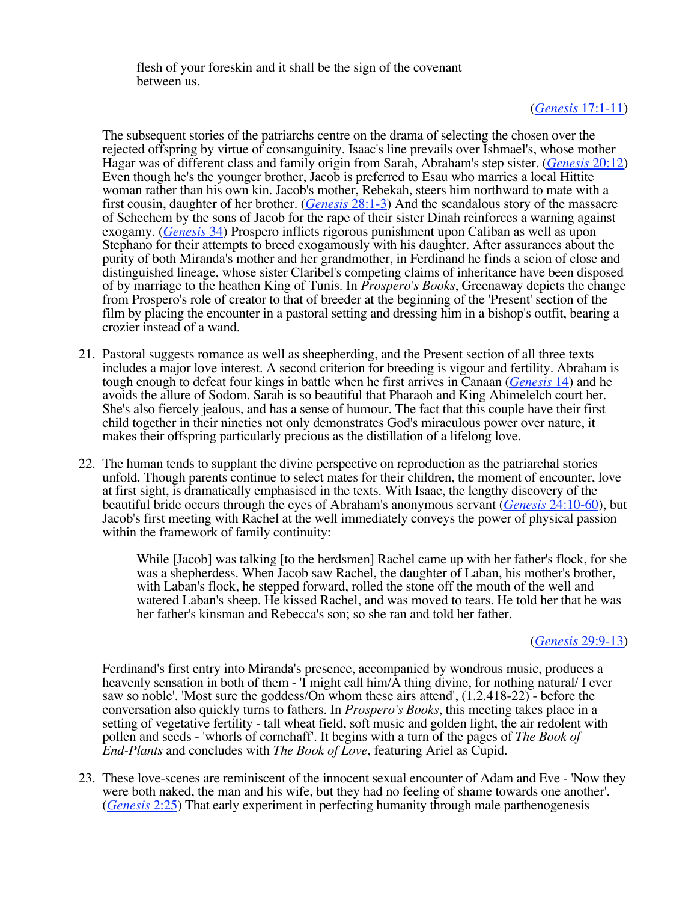> flesh of your foreskin and it shall be the sign of the covenant between us.
>
> (*Genesis* 17:1-11)

The subsequent stories of the patriarchs centre on the drama of selecting the chosen over the rejected offspring by virtue of consanguinity. Isaac's line prevails over Ishmael's, whose mother Hagar was of different class and family origin from Sarah, Abraham's step sister. (*Genesis* 20:12) Even though he's the younger brother, Jacob is preferred to Esau who marries a local Hittite woman rather than his own kin. Jacob's mother, Rebekah, steers him northward to mate with a first cousin, daughter of her brother. (*Genesis* 28:1-3) And the scandalous story of the massacre of Schechem by the sons of Jacob for the rape of their sister Dinah reinforces a warning against exogamy. (*Genesis* 34) Prospero inflicts rigorous punishment upon Caliban as well as upon Stephano for their attempts to breed exogamously with his daughter. After assurances about the purity of both Miranda's mother and her grandmother, in Ferdinand he finds a scion of close and distinguished lineage, whose sister Claribel's competing claims of inheritance have been disposed of by marriage to the heathen King of Tunis. In *Prospero's Books*, Greenaway depicts the change from Prospero's role of creator to that of breeder at the beginning of the 'Present' section of the film by placing the encounter in a pastoral setting and dressing him in a bishop's outfit, bearing a crozier instead of a wand.

21. Pastoral suggests romance as well as sheepherding, and the Present section of all three texts includes a major love interest. A second criterion for breeding is vigour and fertility. Abraham is tough enough to defeat four kings in battle when he first arrives in Canaan (*Genesis* 14) and he avoids the allure of Sodom. Sarah is so beautiful that Pharaoh and King Abimelelch court her. She's also fiercely jealous, and has a sense of humour. The fact that this couple have their first child together in their nineties not only demonstrates God's miraculous power over nature, it makes their offspring particularly precious as the distillation of a lifelong love.

22. The human tends to supplant the divine perspective on reproduction as the patriarchal stories unfold. Though parents continue to select mates for their children, the moment of encounter, love at first sight, is dramatically emphasised in the texts. With Isaac, the lengthy discovery of the beautiful bride occurs through the eyes of Abraham's anonymous servant (*Genesis* 24:10-60), but Jacob's first meeting with Rachel at the well immediately conveys the power of physical passion within the framework of family continuity:

> While [Jacob] was talking [to the herdsmen] Rachel came up with her father's flock, for she was a shepherdess. When Jacob saw Rachel, the daughter of Laban, his mother's brother, with Laban's flock, he stepped forward, rolled the stone off the mouth of the well and watered Laban's sheep. He kissed Rachel, and was moved to tears. He told her that he was her father's kinsman and Rebecca's son; so she ran and told her father.
>
> (*Genesis* 29:9-13)

Ferdinand's first entry into Miranda's presence, accompanied by wondrous music, produces a heavenly sensation in both of them - 'I might call him/A thing divine, for nothing natural/ I ever saw so noble'. 'Most sure the goddess/On whom these airs attend', (1.2.418-22) - before the conversation also quickly turns to fathers. In *Prospero's Books*, this meeting takes place in a setting of vegetative fertility - tall wheat field, soft music and golden light, the air redolent with pollen and seeds - 'whorls of cornchaff'. It begins with a turn of the pages of *The Book of End-Plants* and concludes with *The Book of Love*, featuring Ariel as Cupid.

23. These love-scenes are reminiscent of the innocent sexual encounter of Adam and Eve - 'Now they were both naked, the man and his wife, but they had no feeling of shame towards one another'. (*Genesis* 2:25) That early experiment in perfecting humanity through male parthenogenesis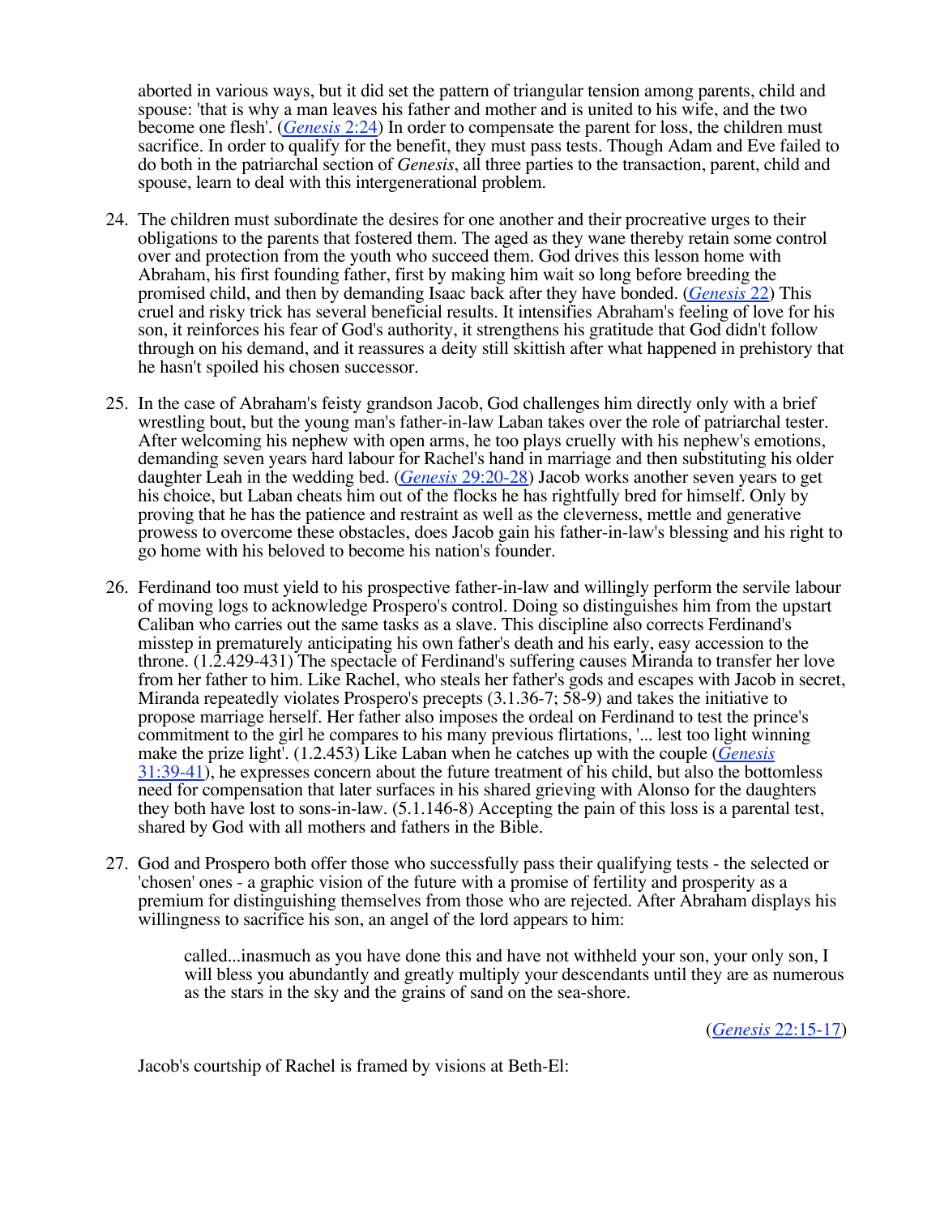aborted in various ways, but it did set the pattern of triangular tension among parents, child and spouse: 'that is why a man leaves his father and mother and is united to his wife, and the two become one flesh'. (*Genesis* 2:24) In order to compensate the parent for loss, the children must sacrifice. In order to qualify for the benefit, they must pass tests. Though Adam and Eve failed to do both in the patriarchal section of *Genesis*, all three parties to the transaction, parent, child and spouse, learn to deal with this intergenerational problem.

24. The children must subordinate the desires for one another and their procreative urges to their obligations to the parents that fostered them. The aged as they wane thereby retain some control over and protection from the youth who succeed them. God drives this lesson home with Abraham, his first founding father, first by making him wait so long before breeding the promised child, and then by demanding Isaac back after they have bonded. (*Genesis* 22) This cruel and risky trick has several beneficial results. It intensifies Abraham's feeling of love for his son, it reinforces his fear of God's authority, it strengthens his gratitude that God didn't follow through on his demand, and it reassures a deity still skittish after what happened in prehistory that he hasn't spoiled his chosen successor.

25. In the case of Abraham's feisty grandson Jacob, God challenges him directly only with a brief wrestling bout, but the young man's father-in-law Laban takes over the role of patriarchal tester. After welcoming his nephew with open arms, he too plays cruelly with his nephew's emotions, demanding seven years hard labour for Rachel's hand in marriage and then substituting his older daughter Leah in the wedding bed. (*Genesis* 29:20-28) Jacob works another seven years to get his choice, but Laban cheats him out of the flocks he has rightfully bred for himself. Only by proving that he has the patience and restraint as well as the cleverness, mettle and generative prowess to overcome these obstacles, does Jacob gain his father-in-law's blessing and his right to go home with his beloved to become his nation's founder.

26. Ferdinand too must yield to his prospective father-in-law and willingly perform the servile labour of moving logs to acknowledge Prospero's control. Doing so distinguishes him from the upstart Caliban who carries out the same tasks as a slave. This discipline also corrects Ferdinand's misstep in prematurely anticipating his own father's death and his early, easy accession to the throne. (1.2.429-431) The spectacle of Ferdinand's suffering causes Miranda to transfer her love from her father to him. Like Rachel, who steals her father's gods and escapes with Jacob in secret, Miranda repeatedly violates Prospero's precepts (3.1.36-7; 58-9) and takes the initiative to propose marriage herself. Her father also imposes the ordeal on Ferdinand to test the prince's commitment to the girl he compares to his many previous flirtations, '... lest too light winning make the prize light'. (1.2.453) Like Laban when he catches up with the couple (*Genesis* 31:39-41), he expresses concern about the future treatment of his child, but also the bottomless need for compensation that later surfaces in his shared grieving with Alonso for the daughters they both have lost to sons-in-law. (5.1.146-8) Accepting the pain of this loss is a parental test, shared by God with all mothers and fathers in the Bible.

27. God and Prospero both offer those who successfully pass their qualifying tests - the selected or 'chosen' ones - a graphic vision of the future with a promise of fertility and prosperity as a premium for distinguishing themselves from those who are rejected. After Abraham displays his willingness to sacrifice his son, an angel of the lord appears to him:

> called...inasmuch as you have done this and have not withheld your son, your only son, I will bless you abundantly and greatly multiply your descendants until they are as numerous as the stars in the sky and the grains of sand on the sea-shore.
>
> (*Genesis* 22:15-17)

Jacob's courtship of Rachel is framed by visions at Beth-El: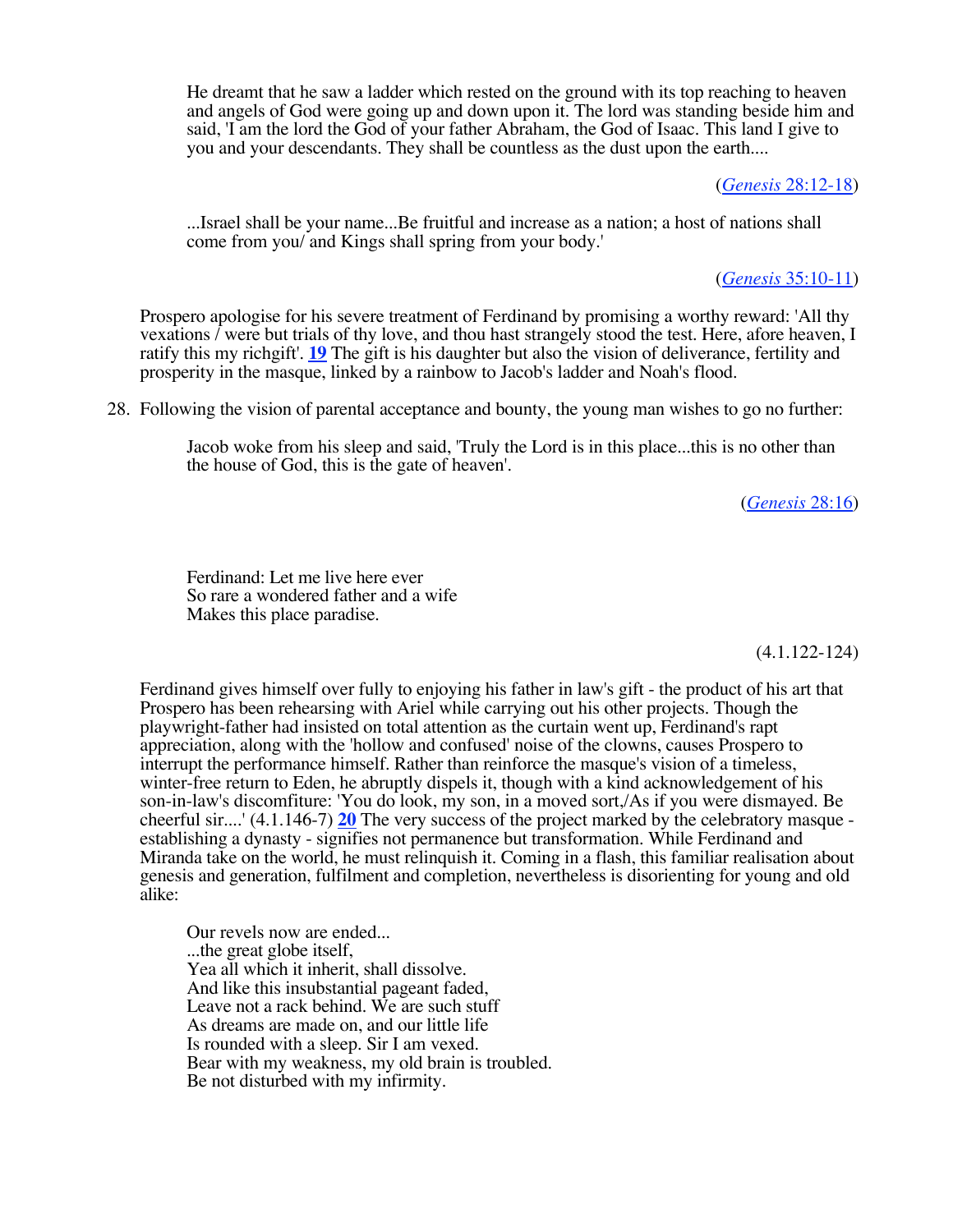> He dreamt that he saw a ladder which rested on the ground with its top reaching to heaven and angels of God were going up and down upon it. The lord was standing beside him and said, 'I am the lord the God of your father Abraham, the God of Isaac. This land I give to you and your descendants. They shall be countless as the dust upon the earth....
>
> (*Genesis* 28:12-18)

> ...Israel shall be your name...Be fruitful and increase as a nation; a host of nations shall come from you/ and Kings shall spring from your body.'
>
> (*Genesis* 35:10-11)

Prospero apologise for his severe treatment of Ferdinand by promising a worthy reward: 'All thy vexations / were but trials of thy love, and thou hast strangely stood the test. Here, afore heaven, I ratify this my richgift'. **19** The gift is his daughter but also the vision of deliverance, fertility and prosperity in the masque, linked by a rainbow to Jacob's ladder and Noah's flood.

28. Following the vision of parental acceptance and bounty, the young man wishes to go no further:

> Jacob woke from his sleep and said, 'Truly the Lord is in this place...this is no other than the house of God, this is the gate of heaven'.
>
> (*Genesis* 28:16)

> Ferdinand: Let me live here ever
> So rare a wondered father and a wife
> Makes this place paradise.
>
> (4.1.122-124)

Ferdinand gives himself over fully to enjoying his father in law's gift - the product of his art that Prospero has been rehearsing with Ariel while carrying out his other projects. Though the playwright-father had insisted on total attention as the curtain went up, Ferdinand's rapt appreciation, along with the 'hollow and confused' noise of the clowns, causes Prospero to interrupt the performance himself. Rather than reinforce the masque's vision of a timeless, winter-free return to Eden, he abruptly dispels it, though with a kind acknowledgement of his son-in-law's discomfiture: 'You do look, my son, in a moved sort,/As if you were dismayed. Be cheerful sir....' (4.1.146-7) **20** The very success of the project marked by the celebratory masque - establishing a dynasty - signifies not permanence but transformation. While Ferdinand and Miranda take on the world, he must relinquish it. Coming in a flash, this familiar realisation about genesis and generation, fulfilment and completion, nevertheless is disorienting for young and old alike:

> Our revels now are ended...
> ...the great globe itself,
> Yea all which it inherit, shall dissolve.
> And like this insubstantial pageant faded,
> Leave not a rack behind. We are such stuff
> As dreams are made on, and our little life
> Is rounded with a sleep. Sir I am vexed.
> Bear with my weakness, my old brain is troubled.
> Be not disturbed with my infirmity.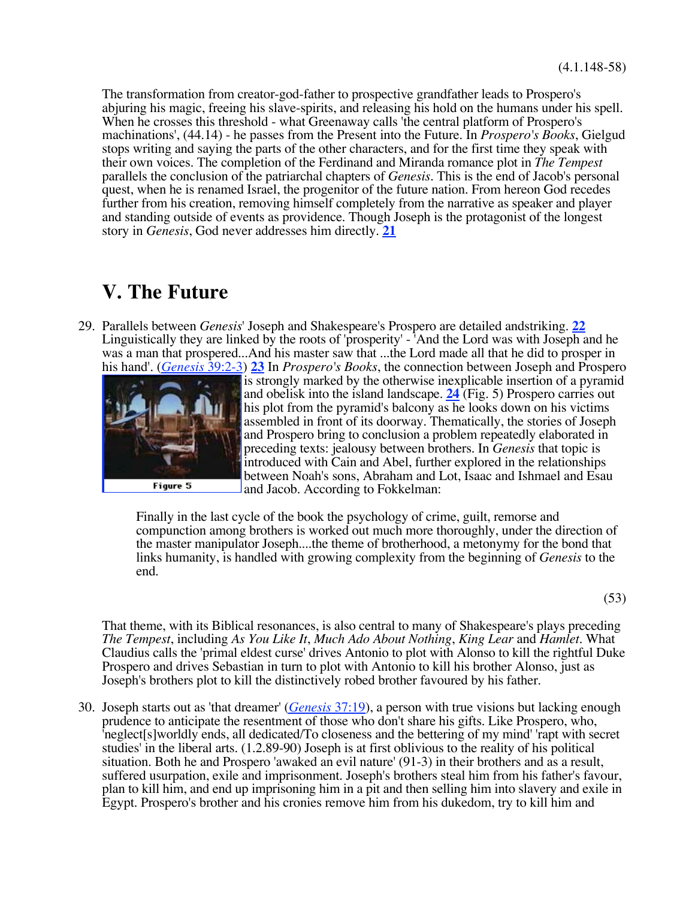(4.1.148-58)

The transformation from creator-god-father to prospective grandfather leads to Prospero's abjuring his magic, freeing his slave-spirits, and releasing his hold on the humans under his spell. When he crosses this threshold - what Greenaway calls 'the central platform of Prospero's machinations', (44.14) - he passes from the Present into the Future. In *Prospero's Books*, Gielgud stops writing and saying the parts of the other characters, and for the first time they speak with their own voices. The completion of the Ferdinand and Miranda romance plot in *The Tempest* parallels the conclusion of the patriarchal chapters of *Genesis*. This is the end of Jacob's personal quest, when he is renamed Israel, the progenitor of the future nation. From hereon God recedes further from his creation, removing himself completely from the narrative as speaker and player and standing outside of events as providence. Though Joseph is the protagonist of the longest story in *Genesis*, God never addresses him directly. **21**

## V. The Future

29. Parallels between *Genesis*' Joseph and Shakespeare's Prospero are detailed andstriking. **22** Linguistically they are linked by the roots of 'prosperity' - 'And the Lord was with Joseph and he was a man that prospered...And his master saw that ...the Lord made all that he did to prosper in his hand'. (*Genesis* 39:2-3) **23** In *Prospero's Books*, the connection between Joseph and Prospero is strongly marked by the otherwise inexplicable insertion of a pyramid and obelisk into the island landscape. **24** (Fig. 5) Prospero carries out his plot from the pyramid's balcony as he looks down on his victims assembled in front of its doorway. Thematically, the stories of Joseph and Prospero bring to conclusion a problem repeatedly elaborated in preceding texts: jealousy between brothers. In *Genesis* that topic is introduced with Cain and Abel, further explored in the relationships between Noah's sons, Abraham and Lot, Isaac and Ishmael and Esau and Jacob. According to Fokkelman:

Figure 5

> Finally in the last cycle of the book the psychology of crime, guilt, remorse and compunction among brothers is worked out much more thoroughly, under the direction of the master manipulator Joseph....the theme of brotherhood, a metonymy for the bond that links humanity, is handled with growing complexity from the beginning of *Genesis* to the end.
>
> (53)

That theme, with its Biblical resonances, is also central to many of Shakespeare's plays preceding *The Tempest*, including *As You Like It*, *Much Ado About Nothing*, *King Lear* and *Hamlet*. What Claudius calls the 'primal eldest curse' drives Antonio to plot with Alonso to kill the rightful Duke Prospero and drives Sebastian in turn to plot with Antonio to kill his brother Alonso, just as Joseph's brothers plot to kill the distinctively robed brother favoured by his father.

30. Joseph starts out as 'that dreamer' (*Genesis* 37:19), a person with true visions but lacking enough prudence to anticipate the resentment of those who don't share his gifts. Like Prospero, who, 'neglect[s]worldly ends, all dedicated/To closeness and the bettering of my mind' 'rapt with secret studies' in the liberal arts. (1.2.89-90) Joseph is at first oblivious to the reality of his political situation. Both he and Prospero 'awaked an evil nature' (91-3) in their brothers and as a result, suffered usurpation, exile and imprisonment. Joseph's brothers steal him from his father's favour, plan to kill him, and end up imprisoning him in a pit and then selling him into slavery and exile in Egypt. Prospero's brother and his cronies remove him from his dukedom, try to kill him and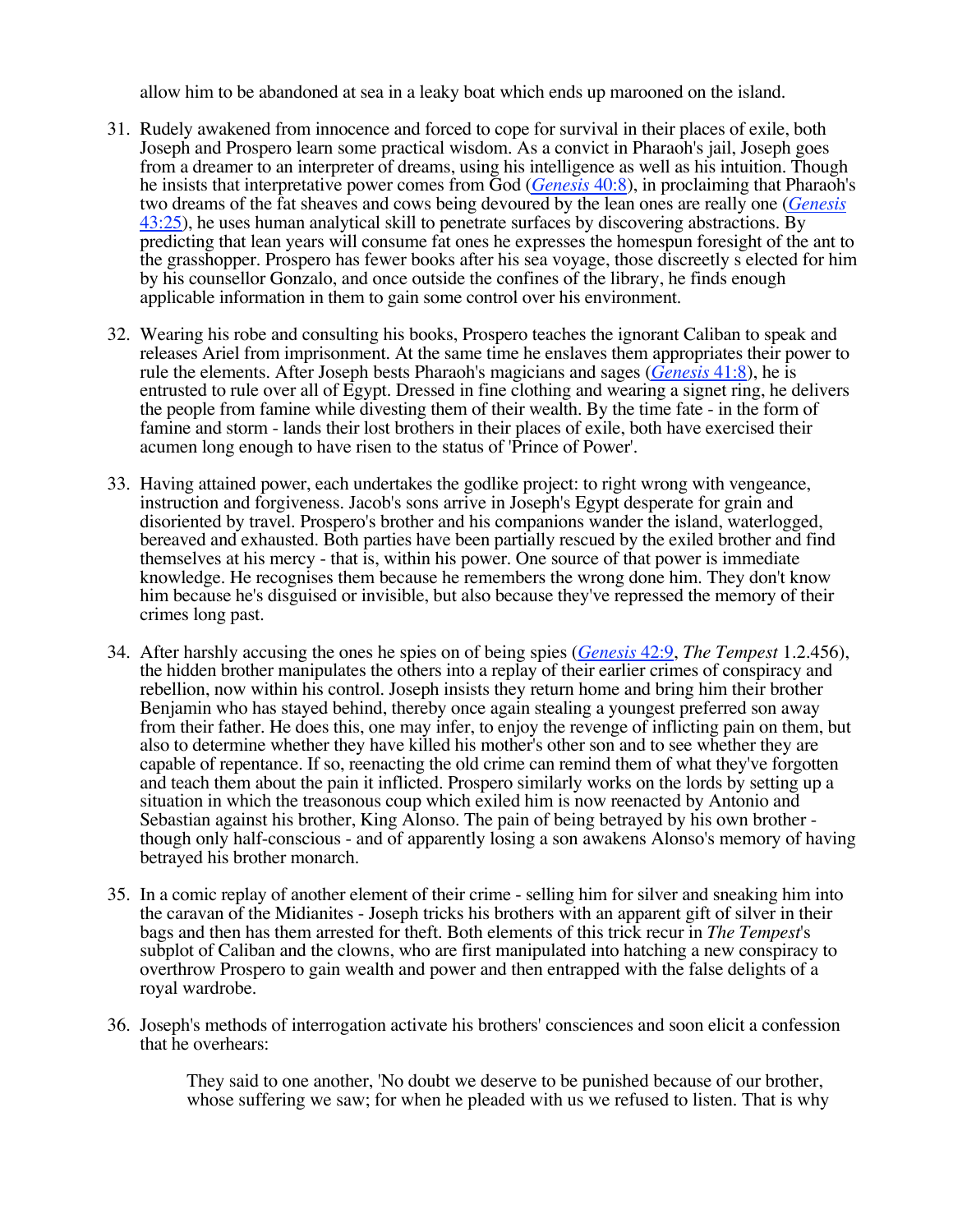allow him to be abandoned at sea in a leaky boat which ends up marooned on the island.

31. Rudely awakened from innocence and forced to cope for survival in their places of exile, both Joseph and Prospero learn some practical wisdom. As a convict in Pharaoh's jail, Joseph goes from a dreamer to an interpreter of dreams, using his intelligence as well as his intuition. Though he insists that interpretative power comes from God (*Genesis* 40:8), in proclaiming that Pharaoh's two dreams of the fat sheaves and cows being devoured by the lean ones are really one (*Genesis* 43:25), he uses human analytical skill to penetrate surfaces by discovering abstractions. By predicting that lean years will consume fat ones he expresses the homespun foresight of the ant to the grasshopper. Prospero has fewer books after his sea voyage, those discreetly s elected for him by his counsellor Gonzalo, and once outside the confines of the library, he finds enough applicable information in them to gain some control over his environment.

32. Wearing his robe and consulting his books, Prospero teaches the ignorant Caliban to speak and releases Ariel from imprisonment. At the same time he enslaves them appropriates their power to rule the elements. After Joseph bests Pharaoh's magicians and sages (*Genesis* 41:8), he is entrusted to rule over all of Egypt. Dressed in fine clothing and wearing a signet ring, he delivers the people from famine while divesting them of their wealth. By the time fate - in the form of famine and storm - lands their lost brothers in their places of exile, both have exercised their acumen long enough to have risen to the status of 'Prince of Power'.

33. Having attained power, each undertakes the godlike project: to right wrong with vengeance, instruction and forgiveness. Jacob's sons arrive in Joseph's Egypt desperate for grain and disoriented by travel. Prospero's brother and his companions wander the island, waterlogged, bereaved and exhausted. Both parties have been partially rescued by the exiled brother and find themselves at his mercy - that is, within his power. One source of that power is immediate knowledge. He recognises them because he remembers the wrong done him. They don't know him because he's disguised or invisible, but also because they've repressed the memory of their crimes long past.

34. After harshly accusing the ones he spies on of being spies (*Genesis* 42:9, *The Tempest* 1.2.456), the hidden brother manipulates the others into a replay of their earlier crimes of conspiracy and rebellion, now within his control. Joseph insists they return home and bring him their brother Benjamin who has stayed behind, thereby once again stealing a youngest preferred son away from their father. He does this, one may infer, to enjoy the revenge of inflicting pain on them, but also to determine whether they have killed his mother's other son and to see whether they are capable of repentance. If so, reenacting the old crime can remind them of what they've forgotten and teach them about the pain it inflicted. Prospero similarly works on the lords by setting up a situation in which the treasonous coup which exiled him is now reenacted by Antonio and Sebastian against his brother, King Alonso. The pain of being betrayed by his own brother - though only half-conscious - and of apparently losing a son awakens Alonso's memory of having betrayed his brother monarch.

35. In a comic replay of another element of their crime - selling him for silver and sneaking him into the caravan of the Midianites - Joseph tricks his brothers with an apparent gift of silver in their bags and then has them arrested for theft. Both elements of this trick recur in *The Tempest*'s subplot of Caliban and the clowns, who are first manipulated into hatching a new conspiracy to overthrow Prospero to gain wealth and power and then entrapped with the false delights of a royal wardrobe.

36. Joseph's methods of interrogation activate his brothers' consciences and soon elicit a confession that he overhears:

> They said to one another, 'No doubt we deserve to be punished because of our brother, whose suffering we saw; for when he pleaded with us we refused to listen. That is why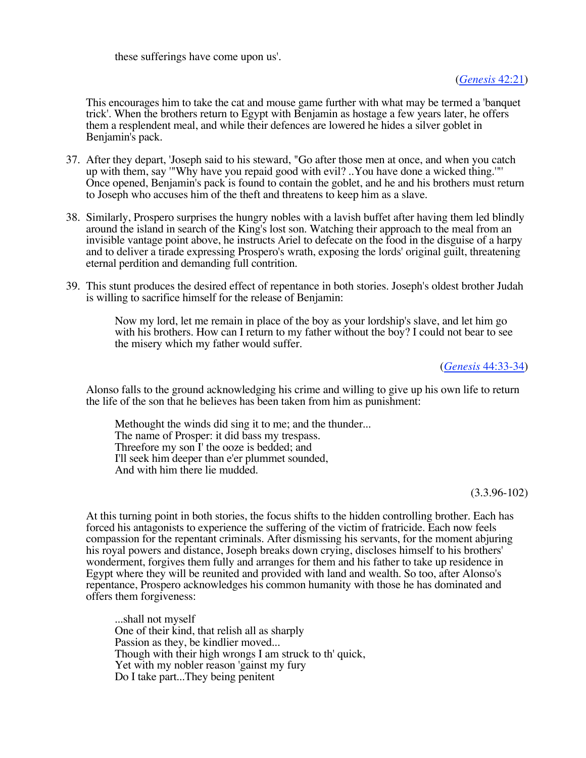> these sufferings have come upon us'.
>
> (*Genesis* 42:21)

This encourages him to take the cat and mouse game further with what may be termed a 'banquet trick'. When the brothers return to Egypt with Benjamin as hostage a few years later, he offers them a resplendent meal, and while their defences are lowered he hides a silver goblet in Benjamin's pack.

37. After they depart, 'Joseph said to his steward, "Go after those men at once, and when you catch up with them, say '"Why have you repaid good with evil? ..You have done a wicked thing.'"' Once opened, Benjamin's pack is found to contain the goblet, and he and his brothers must return to Joseph who accuses him of the theft and threatens to keep him as a slave.

38. Similarly, Prospero surprises the hungry nobles with a lavish buffet after having them led blindly around the island in search of the King's lost son. Watching their approach to the meal from an invisible vantage point above, he instructs Ariel to defecate on the food in the disguise of a harpy and to deliver a tirade expressing Prospero's wrath, exposing the lords' original guilt, threatening eternal perdition and demanding full contrition.

39. This stunt produces the desired effect of repentance in both stories. Joseph's oldest brother Judah is willing to sacrifice himself for the release of Benjamin:

> Now my lord, let me remain in place of the boy as your lordship's slave, and let him go with his brothers. How can I return to my father without the boy? I could not bear to see the misery which my father would suffer.
>
> (*Genesis* 44:33-34)

Alonso falls to the ground acknowledging his crime and willing to give up his own life to return the life of the son that he believes has been taken from him as punishment:

> Methought the winds did sing it to me; and the thunder...
> The name of Prosper: it did bass my trespass.
> Threefore my son I' the ooze is bedded; and
> I'll seek him deeper than e'er plummet sounded,
> And with him there lie mudded.
>
> (3.3.96-102)

At this turning point in both stories, the focus shifts to the hidden controlling brother. Each has forced his antagonists to experience the suffering of the victim of fratricide. Each now feels compassion for the repentant criminals. After dismissing his servants, for the moment abjuring his royal powers and distance, Joseph breaks down crying, discloses himself to his brothers' wonderment, forgives them fully and arranges for them and his father to take up residence in Egypt where they will be reunited and provided with land and wealth. So too, after Alonso's repentance, Prospero acknowledges his common humanity with those he has dominated and offers them forgiveness:

> ...shall not myself
> One of their kind, that relish all as sharply
> Passion as they, be kindlier moved...
> Though with their high wrongs I am struck to th' quick,
> Yet with my nobler reason 'gainst my fury
> Do I take part...They being penitent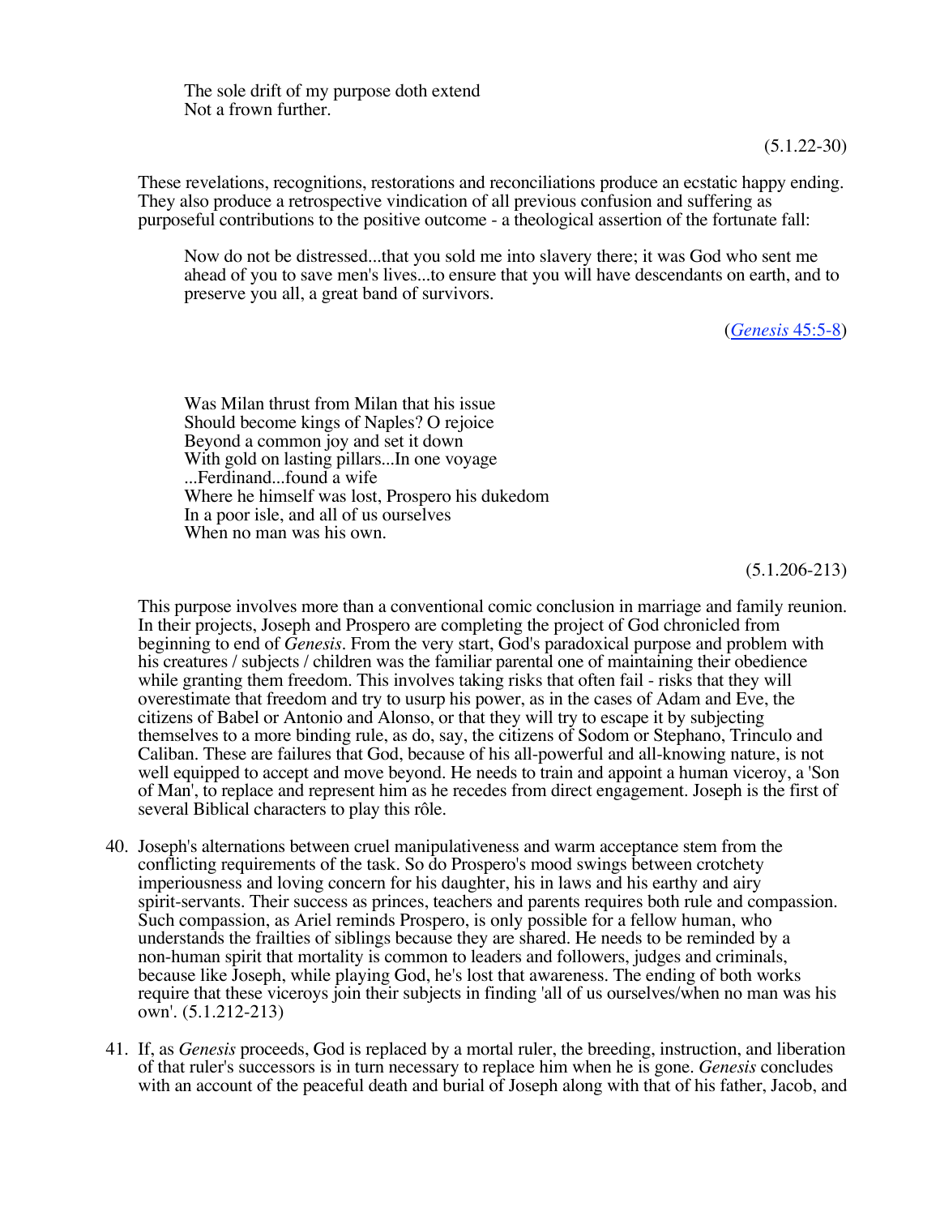> The sole drift of my purpose doth extend
> Not a frown further.

(5.1.22-30)

These revelations, recognitions, restorations and reconciliations produce an ecstatic happy ending. They also produce a retrospective vindication of all previous confusion and suffering as purposeful contributions to the positive outcome - a theological assertion of the fortunate fall:

> Now do not be distressed...that you sold me into slavery there; it was God who sent me ahead of you to save men's lives...to ensure that you will have descendants on earth, and to preserve you all, a great band of survivors.

(*Genesis* 45:5-8)

> Was Milan thrust from Milan that his issue
> Should become kings of Naples? O rejoice
> Beyond a common joy and set it down
> With gold on lasting pillars...In one voyage
> ...Ferdinand...found a wife
> Where he himself was lost, Prospero his dukedom
> In a poor isle, and all of us ourselves
> When no man was his own.

(5.1.206-213)

This purpose involves more than a conventional comic conclusion in marriage and family reunion. In their projects, Joseph and Prospero are completing the project of God chronicled from beginning to end of *Genesis*. From the very start, God's paradoxical purpose and problem with his creatures / subjects / children was the familiar parental one of maintaining their obedience while granting them freedom. This involves taking risks that often fail - risks that they will overestimate that freedom and try to usurp his power, as in the cases of Adam and Eve, the citizens of Babel or Antonio and Alonso, or that they will try to escape it by subjecting themselves to a more binding rule, as do, say, the citizens of Sodom or Stephano, Trinculo and Caliban. These are failures that God, because of his all-powerful and all-knowing nature, is not well equipped to accept and move beyond. He needs to train and appoint a human viceroy, a 'Son of Man', to replace and represent him as he recedes from direct engagement. Joseph is the first of several Biblical characters to play this rôle.

40. Joseph's alternations between cruel manipulativeness and warm acceptance stem from the conflicting requirements of the task. So do Prospero's mood swings between crotchety imperiousness and loving concern for his daughter, his in laws and his earthy and airy spirit-servants. Their success as princes, teachers and parents requires both rule and compassion. Such compassion, as Ariel reminds Prospero, is only possible for a fellow human, who understands the frailties of siblings because they are shared. He needs to be reminded by a non-human spirit that mortality is common to leaders and followers, judges and criminals, because like Joseph, while playing God, he's lost that awareness. The ending of both works require that these viceroys join their subjects in finding 'all of us ourselves/when no man was his own'. (5.1.212-213)

41. If, as *Genesis* proceeds, God is replaced by a mortal ruler, the breeding, instruction, and liberation of that ruler's successors is in turn necessary to replace him when he is gone. *Genesis* concludes with an account of the peaceful death and burial of Joseph along with that of his father, Jacob, and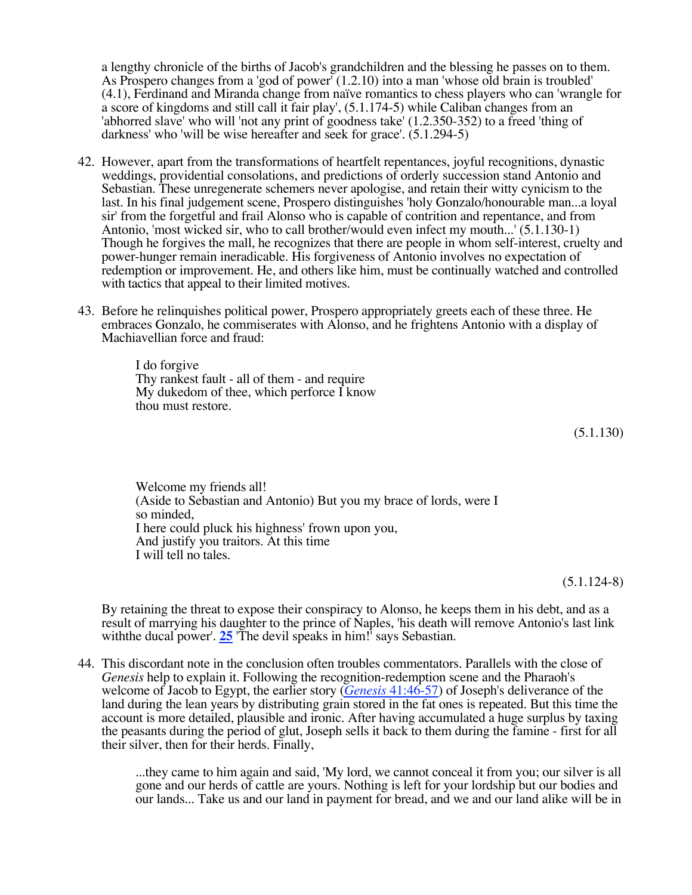a lengthy chronicle of the births of Jacob's grandchildren and the blessing he passes on to them. As Prospero changes from a 'god of power' (1.2.10) into a man 'whose old brain is troubled' (4.1), Ferdinand and Miranda change from naïve romantics to chess players who can 'wrangle for a score of kingdoms and still call it fair play', (5.1.174-5) while Caliban changes from an 'abhorred slave' who will 'not any print of goodness take' (1.2.350-352) to a freed 'thing of darkness' who 'will be wise hereafter and seek for grace'. (5.1.294-5)

42. However, apart from the transformations of heartfelt repentances, joyful recognitions, dynastic weddings, providential consolations, and predictions of orderly succession stand Antonio and Sebastian. These unregenerate schemers never apologise, and retain their witty cynicism to the last. In his final judgement scene, Prospero distinguishes 'holy Gonzalo/honourable man...a loyal sir' from the forgetful and frail Alonso who is capable of contrition and repentance, and from Antonio, 'most wicked sir, who to call brother/would even infect my mouth...' (5.1.130-1) Though he forgives the mall, he recognizes that there are people in whom self-interest, cruelty and power-hunger remain ineradicable. His forgiveness of Antonio involves no expectation of redemption or improvement. He, and others like him, must be continually watched and controlled with tactics that appeal to their limited motives.

43. Before he relinquishes political power, Prospero appropriately greets each of these three. He embraces Gonzalo, he commiserates with Alonso, and he frightens Antonio with a display of Machiavellian force and fraud:

    > I do forgive
    > Thy rankest fault - all of them - and require
    > My dukedom of thee, which perforce I know
    > thou must restore.
    >
    > (5.1.130)

    > Welcome my friends all!
    > (Aside to Sebastian and Antonio) But you my brace of lords, were I so minded,
    > I here could pluck his highness' frown upon you,
    > And justify you traitors. At this time
    > I will tell no tales.
    >
    > (5.1.124-8)

    By retaining the threat to expose their conspiracy to Alonso, he keeps them in his debt, and as a result of marrying his daughter to the prince of Naples, 'his death will remove Antonio's last link withthe ducal power'. **25** 'The devil speaks in him!' says Sebastian.

44. This discordant note in the conclusion often troubles commentators. Parallels with the close of *Genesis* help to explain it. Following the recognition-redemption scene and the Pharaoh's welcome of Jacob to Egypt, the earlier story (*Genesis* 41:46-57) of Joseph's deliverance of the land during the lean years by distributing grain stored in the fat ones is repeated. But this time the account is more detailed, plausible and ironic. After having accumulated a huge surplus by taxing the peasants during the period of glut, Joseph sells it back to them during the famine - first for all their silver, then for their herds. Finally,

    > ...they came to him again and said, 'My lord, we cannot conceal it from you; our silver is all gone and our herds of cattle are yours. Nothing is left for your lordship but our bodies and our lands... Take us and our land in payment for bread, and we and our land alike will be in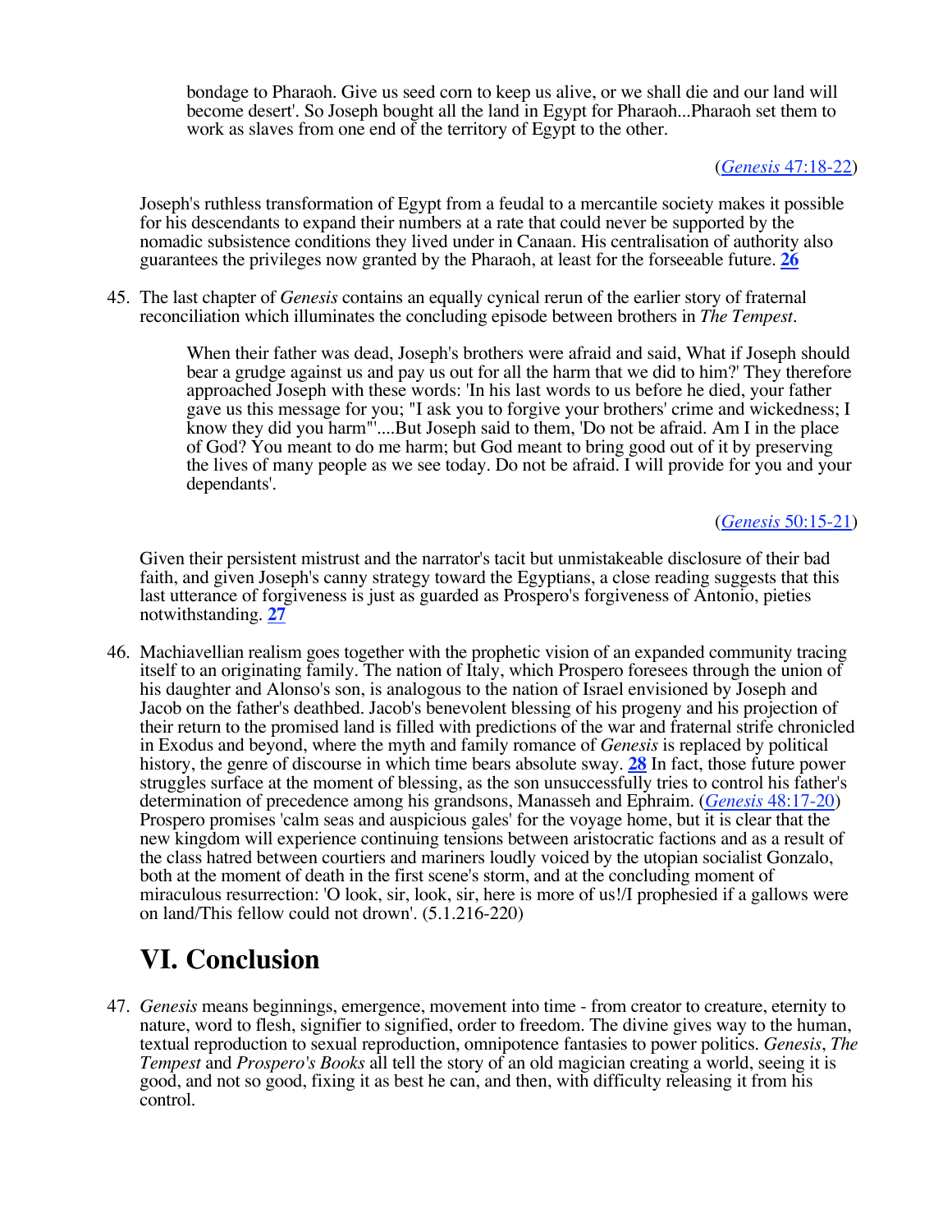> bondage to Pharaoh. Give us seed corn to keep us alive, or we shall die and our land will become desert'. So Joseph bought all the land in Egypt for Pharaoh...Pharaoh set them to work as slaves from one end of the territory of Egypt to the other.
>
> (*Genesis* 47:18-22)

Joseph's ruthless transformation of Egypt from a feudal to a mercantile society makes it possible for his descendants to expand their numbers at a rate that could never be supported by the nomadic subsistence conditions they lived under in Canaan. His centralisation of authority also guarantees the privileges now granted by the Pharaoh, at least for the forseeable future. **26**

45. The last chapter of *Genesis* contains an equally cynical rerun of the earlier story of fraternal reconciliation which illuminates the concluding episode between brothers in *The Tempest*.

> When their father was dead, Joseph's brothers were afraid and said, What if Joseph should bear a grudge against us and pay us out for all the harm that we did to him?' They therefore approached Joseph with these words: 'In his last words to us before he died, your father gave us this message for you; "I ask you to forgive your brothers' crime and wickedness; I know they did you harm"'....But Joseph said to them, 'Do not be afraid. Am I in the place of God? You meant to do me harm; but God meant to bring good out of it by preserving the lives of many people as we see today. Do not be afraid. I will provide for you and your dependants'.
>
> (*Genesis* 50:15-21)

Given their persistent mistrust and the narrator's tacit but unmistakeable disclosure of their bad faith, and given Joseph's canny strategy toward the Egyptians, a close reading suggests that this last utterance of forgiveness is just as guarded as Prospero's forgiveness of Antonio, pieties notwithstanding. **27**

46. Machiavellian realism goes together with the prophetic vision of an expanded community tracing itself to an originating family. The nation of Italy, which Prospero foresees through the union of his daughter and Alonso's son, is analogous to the nation of Israel envisioned by Joseph and Jacob on the father's deathbed. Jacob's benevolent blessing of his progeny and his projection of their return to the promised land is filled with predictions of the war and fraternal strife chronicled in Exodus and beyond, where the myth and family romance of *Genesis* is replaced by political history, the genre of discourse in which time bears absolute sway. **28** In fact, those future power struggles surface at the moment of blessing, as the son unsuccessfully tries to control his father's determination of precedence among his grandsons, Manasseh and Ephraim. (*Genesis* 48:17-20) Prospero promises 'calm seas and auspicious gales' for the voyage home, but it is clear that the new kingdom will experience continuing tensions between aristocratic factions and as a result of the class hatred between courtiers and mariners loudly voiced by the utopian socialist Gonzalo, both at the moment of death in the first scene's storm, and at the concluding moment of miraculous resurrection: 'O look, sir, look, sir, here is more of us!/I prophesied if a gallows were on land/This fellow could not drown'. (5.1.216-220)

## VI. Conclusion

47. *Genesis* means beginnings, emergence, movement into time - from creator to creature, eternity to nature, word to flesh, signifier to signified, order to freedom. The divine gives way to the human, textual reproduction to sexual reproduction, omnipotence fantasies to power politics. *Genesis*, *The Tempest* and *Prospero's Books* all tell the story of an old magician creating a world, seeing it is good, and not so good, fixing it as best he can, and then, with difficulty releasing it from his control.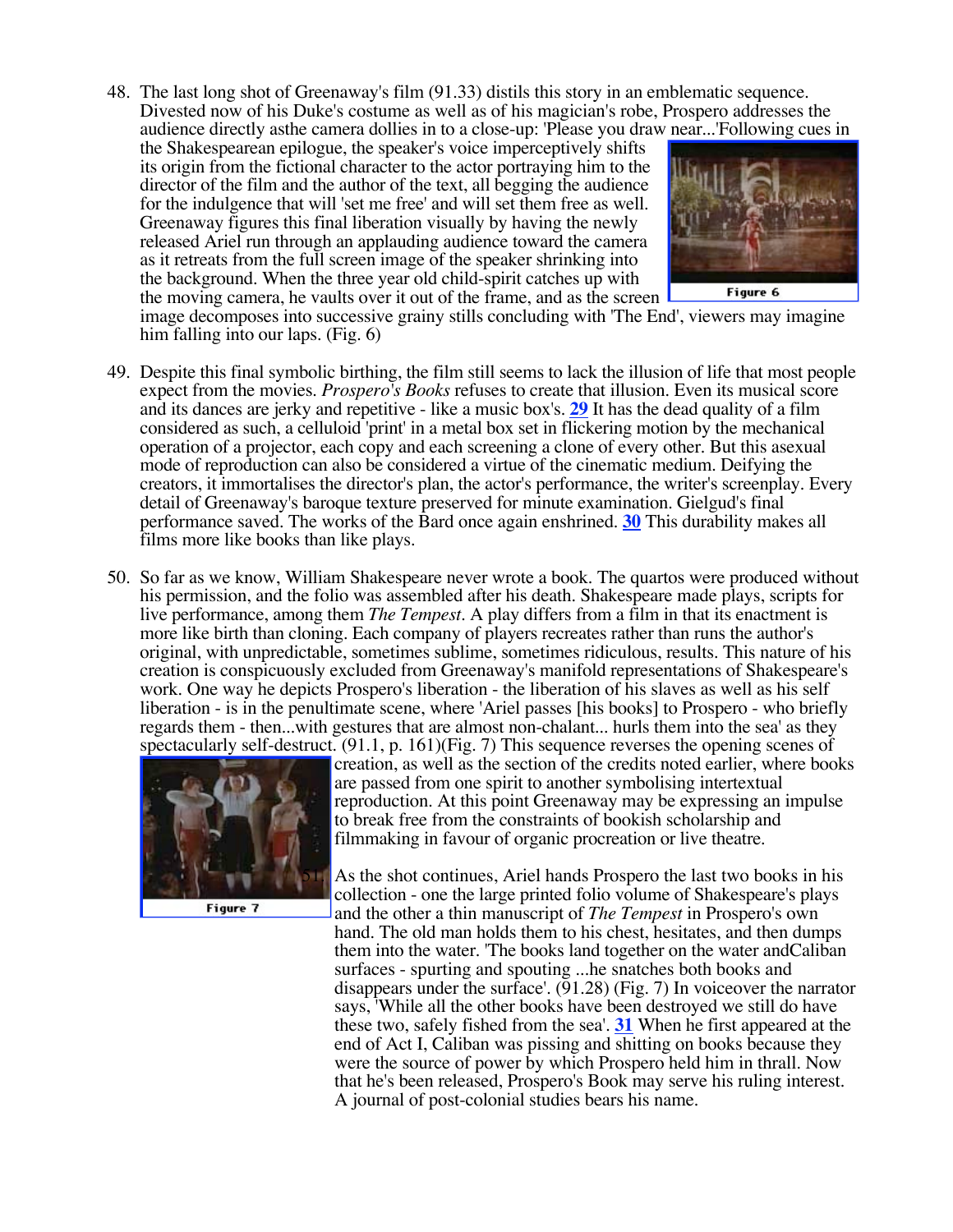48. The last long shot of Greenaway's film (91.33) distils this story in an emblematic sequence. Divested now of his Duke's costume as well as of his magician's robe, Prospero addresses the audience directly asthe camera dollies in to a close-up: 'Please you draw near...'Following cues in the Shakespearean epilogue, the speaker's voice imperceptively shifts its origin from the fictional character to the actor portraying him to the director of the film and the author of the text, all begging the audience for the indulgence that will 'set me free' and will set them free as well. Greenaway figures this final liberation visually by having the newly released Ariel run through an applauding audience toward the camera as it retreats from the full screen image of the speaker shrinking into the background. When the three year old child-spirit catches up with the moving camera, he vaults over it out of the frame, and as the screen image decomposes into successive grainy stills concluding with 'The End', viewers may imagine him falling into our laps. (Fig. 6)

Figure 6

49. Despite this final symbolic birthing, the film still seems to lack the illusion of life that most people expect from the movies. *Prospero's Books* refuses to create that illusion. Even its musical score and its dances are jerky and repetitive - like a music box's. **29** It has the dead quality of a film considered as such, a celluloid 'print' in a metal box set in flickering motion by the mechanical operation of a projector, each copy and each screening a clone of every other. But this asexual mode of reproduction can also be considered a virtue of the cinematic medium. Deifying the creators, it immortalises the director's plan, the actor's performance, the writer's screenplay. Every detail of Greenaway's baroque texture preserved for minute examination. Gielgud's final performance saved. The works of the Bard once again enshrined. **30** This durability makes all films more like books than like plays.

50. So far as we know, William Shakespeare never wrote a book. The quartos were produced without his permission, and the folio was assembled after his death. Shakespeare made plays, scripts for live performance, among them *The Tempest*. A play differs from a film in that its enactment is more like birth than cloning. Each company of players recreates rather than runs the author's original, with unpredictable, sometimes sublime, sometimes ridiculous, results. This nature of his creation is conspicuously excluded from Greenaway's manifold representations of Shakespeare's work. One way he depicts Prospero's liberation - the liberation of his slaves as well as his self liberation - is in the penultimate scene, where 'Ariel passes [his books] to Prospero - who briefly regards them - then...with gestures that are almost non-chalant... hurls them into the sea' as they spectacularly self-destruct. (91.1, p. 161)(Fig. 7) This sequence reverses the opening scenes of creation, as well as the section of the credits noted earlier, where books are passed from one spirit to another symbolising intertextual reproduction. At this point Greenaway may be expressing an impulse to break free from the constraints of bookish scholarship and filmmaking in favour of organic procreation or live theatre.

Figure 7

51. As the shot continues, Ariel hands Prospero the last two books in his collection - one the large printed folio volume of Shakespeare's plays and the other a thin manuscript of *The Tempest* in Prospero's own hand. The old man holds them to his chest, hesitates, and then dumps them into the water. 'The books land together on the water andCaliban surfaces - spurting and spouting ...he snatches both books and disappears under the surface'. (91.28) (Fig. 7) In voiceover the narrator says, 'While all the other books have been destroyed we still do have these two, safely fished from the sea'. **31** When he first appeared at the end of Act I, Caliban was pissing and shitting on books because they were the source of power by which Prospero held him in thrall. Now that he's been released, Prospero's Book may serve his ruling interest. A journal of post-colonial studies bears his name.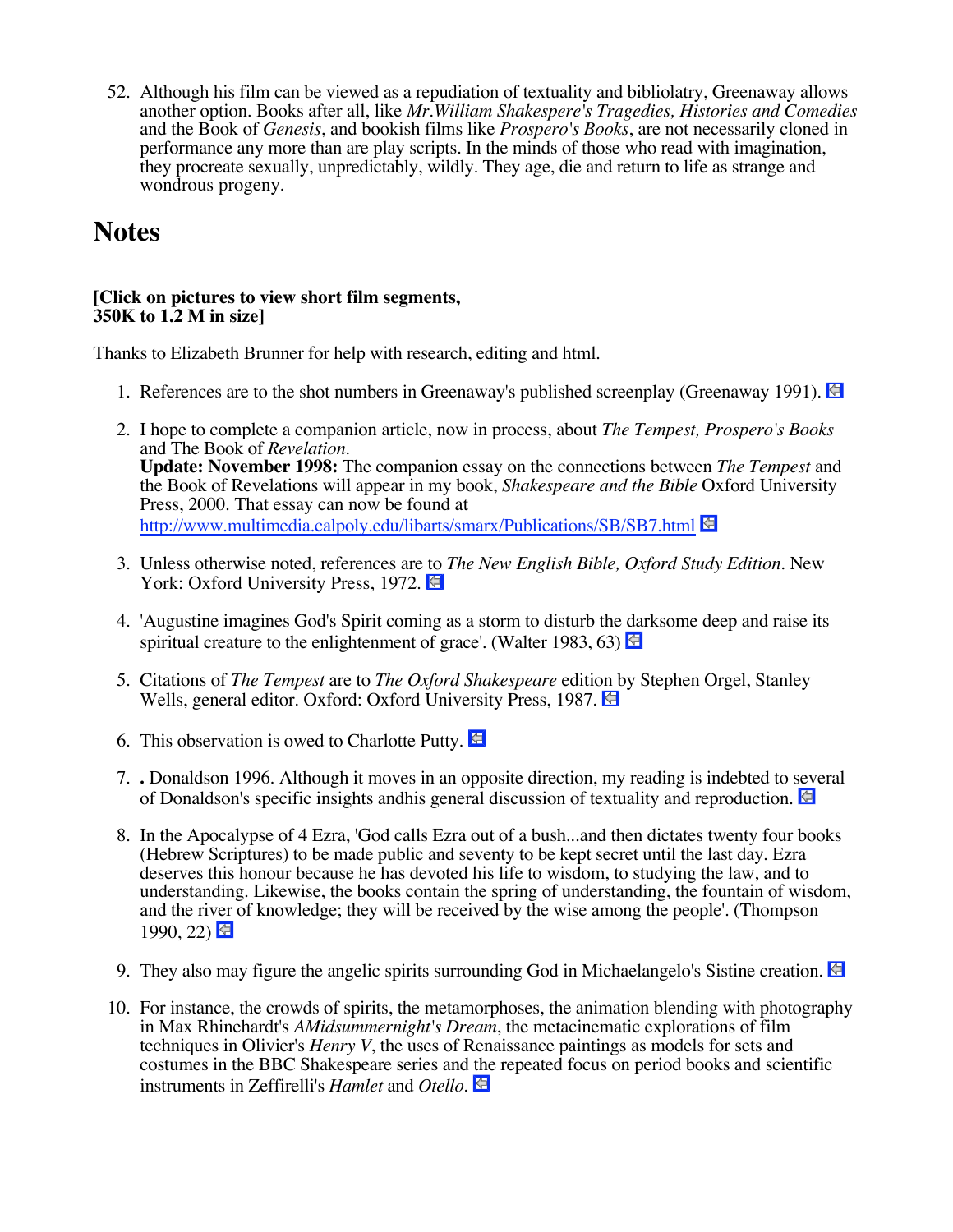52. Although his film can be viewed as a repudiation of textuality and bibliolatry, Greenaway allows another option. Books after all, like *Mr.William Shakespere's Tragedies, Histories and Comedies* and the Book of *Genesis*, and bookish films like *Prospero's Books*, are not necessarily cloned in performance any more than are play scripts. In the minds of those who read with imagination, they procreate sexually, unpredictably, wildly. They age, die and return to life as strange and wondrous progeny.

# Notes

**[Click on pictures to view short film segments,**
**350K to 1.2 M in size]**

Thanks to Elizabeth Brunner for help with research, editing and html.

1. References are to the shot numbers in Greenaway's published screenplay (Greenaway 1991).

2. I hope to complete a companion article, now in process, about *The Tempest, Prospero's Books* and The Book of *Revelation*.
   **Update: November 1998:** The companion essay on the connections between *The Tempest* and the Book of Revelations will appear in my book, *Shakespeare and the Bible* Oxford University Press, 2000. That essay can now be found at http://www.multimedia.calpoly.edu/libarts/smarx/Publications/SB/SB7.html

3. Unless otherwise noted, references are to *The New English Bible, Oxford Study Edition*. New York: Oxford University Press, 1972.

4. 'Augustine imagines God's Spirit coming as a storm to disturb the darksome deep and raise its spiritual creature to the enlightenment of grace'. (Walter 1983, 63)

5. Citations of *The Tempest* are to *The Oxford Shakespeare* edition by Stephen Orgel, Stanley Wells, general editor. Oxford: Oxford University Press, 1987.

6. This observation is owed to Charlotte Putty.

7. **.** Donaldson 1996. Although it moves in an opposite direction, my reading is indebted to several of Donaldson's specific insights andhis general discussion of textuality and reproduction.

8. In the Apocalypse of 4 Ezra, 'God calls Ezra out of a bush...and then dictates twenty four books (Hebrew Scriptures) to be made public and seventy to be kept secret until the last day. Ezra deserves this honour because he has devoted his life to wisdom, to studying the law, and to understanding. Likewise, the books contain the spring of understanding, the fountain of wisdom, and the river of knowledge; they will be received by the wise among the people'. (Thompson 1990, 22)

9. They also may figure the angelic spirits surrounding God in Michaelangelo's Sistine creation.

10. For instance, the crowds of spirits, the metamorphoses, the animation blending with photography in Max Rhinehardt's *AMidsummernight's Dream*, the metacinematic explorations of film techniques in Olivier's *Henry V*, the uses of Renaissance paintings as models for sets and costumes in the BBC Shakespeare series and the repeated focus on period books and scientific instruments in Zeffirelli's *Hamlet* and *Otello*.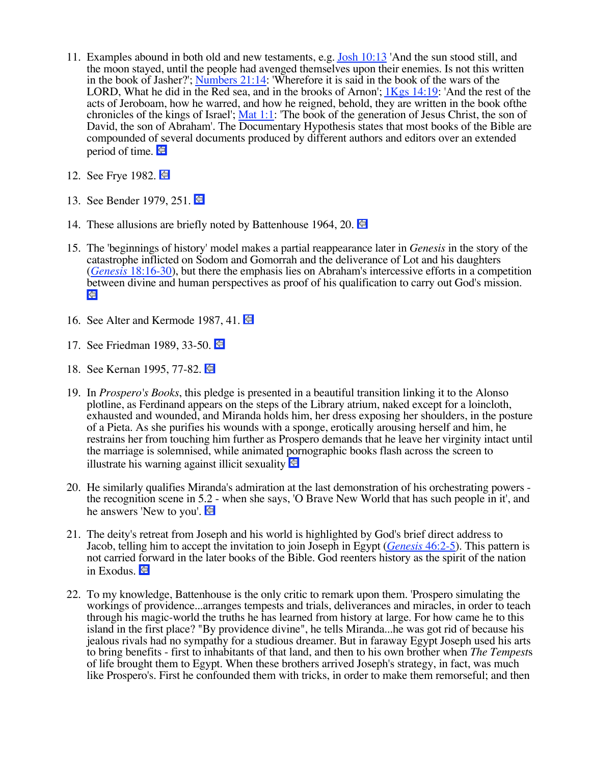11. Examples abound in both old and new testaments, e.g. Josh 10:13 'And the sun stood still, and the moon stayed, until the people had avenged themselves upon their enemies. Is not this written in the book of Jasher?'; Numbers 21:14: 'Wherefore it is said in the book of the wars of the LORD, What he did in the Red sea, and in the brooks of Arnon'; 1Kgs 14:19: 'And the rest of the acts of Jeroboam, how he warred, and how he reigned, behold, they are written in the book ofthe chronicles of the kings of Israel'; Mat 1:1: 'The book of the generation of Jesus Christ, the son of David, the son of Abraham'. The Documentary Hypothesis states that most books of the Bible are compounded of several documents produced by different authors and editors over an extended period of time.

12. See Frye 1982.

13. See Bender 1979, 251.

14. These allusions are briefly noted by Battenhouse 1964, 20.

15. The 'beginnings of history' model makes a partial reappearance later in *Genesis* in the story of the catastrophe inflicted on Sodom and Gomorrah and the deliverance of Lot and his daughters (*Genesis* 18:16-30), but there the emphasis lies on Abraham's intercessive efforts in a competition between divine and human perspectives as proof of his qualification to carry out God's mission.

16. See Alter and Kermode 1987, 41.

17. See Friedman 1989, 33-50.

18. See Kernan 1995, 77-82.

19. In *Prospero's Books*, this pledge is presented in a beautiful transition linking it to the Alonso plotline, as Ferdinand appears on the steps of the Library atrium, naked except for a loincloth, exhausted and wounded, and Miranda holds him, her dress exposing her shoulders, in the posture of a Pieta. As she purifies his wounds with a sponge, erotically arousing herself and him, he restrains her from touching him further as Prospero demands that he leave her virginity intact until the marriage is solemnised, while animated pornographic books flash across the screen to illustrate his warning against illicit sexuality

20. He similarly qualifies Miranda's admiration at the last demonstration of his orchestrating powers - the recognition scene in 5.2 - when she says, 'O Brave New World that has such people in it', and he answers 'New to you'.

21. The deity's retreat from Joseph and his world is highlighted by God's brief direct address to Jacob, telling him to accept the invitation to join Joseph in Egypt (*Genesis* 46:2-5). This pattern is not carried forward in the later books of the Bible. God reenters history as the spirit of the nation in Exodus.

22. To my knowledge, Battenhouse is the only critic to remark upon them. 'Prospero simulating the workings of providence...arranges tempests and trials, deliverances and miracles, in order to teach through his magic-world the truths he has learned from history at large. For how came he to this island in the first place? "By providence divine", he tells Miranda...he was got rid of because his jealous rivals had no sympathy for a studious dreamer. But in faraway Egypt Joseph used his arts to bring benefits - first to inhabitants of that land, and then to his own brother when *The Tempest*s of life brought them to Egypt. When these brothers arrived Joseph's strategy, in fact, was much like Prospero's. First he confounded them with tricks, in order to make them remorseful; and then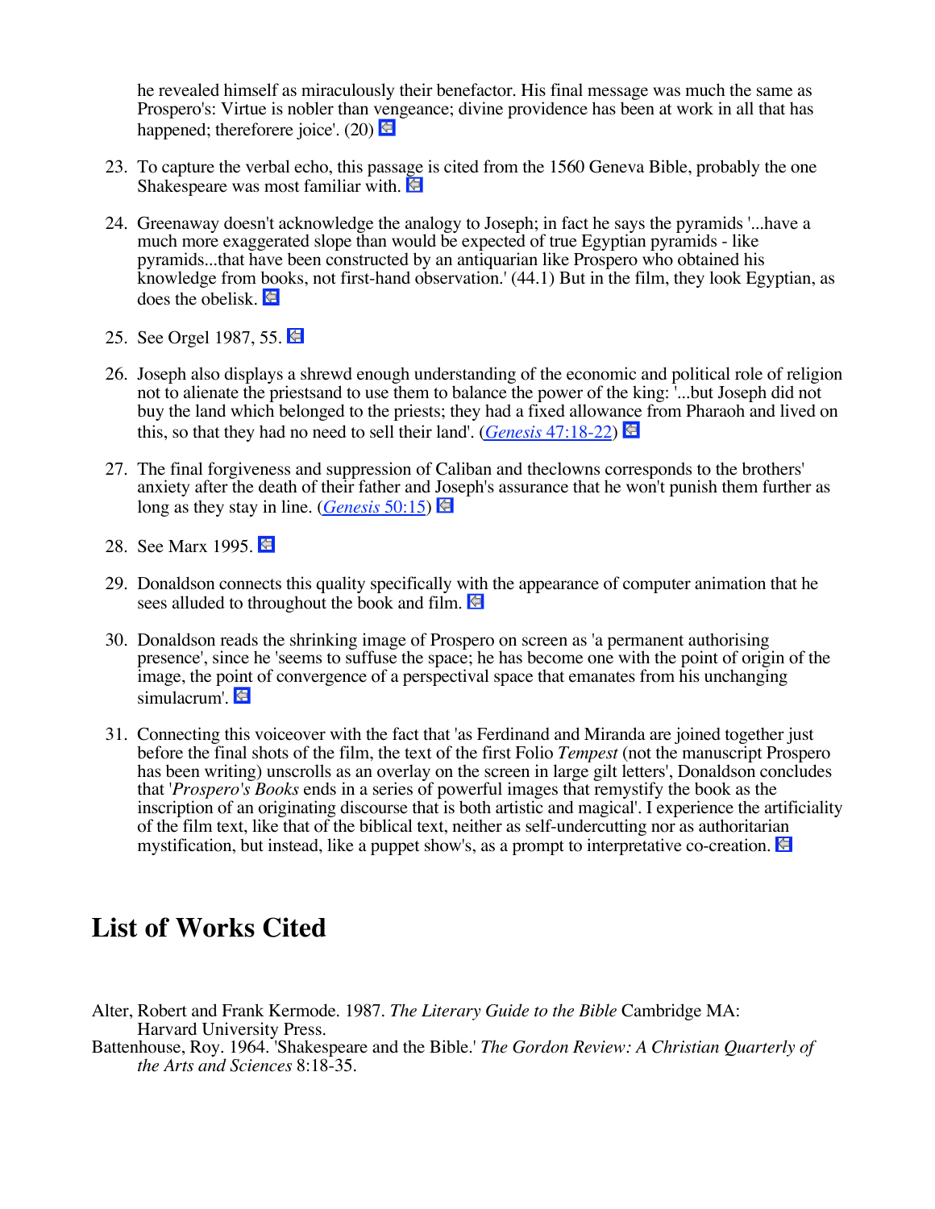he revealed himself as miraculously their benefactor. His final message was much the same as Prospero's: Virtue is nobler than vengeance; divine providence has been at work in all that has happened; thereforere joice'. (20)

23. To capture the verbal echo, this passage is cited from the 1560 Geneva Bible, probably the one Shakespeare was most familiar with.

24. Greenaway doesn't acknowledge the analogy to Joseph; in fact he says the pyramids '...have a much more exaggerated slope than would be expected of true Egyptian pyramids - like pyramids...that have been constructed by an antiquarian like Prospero who obtained his knowledge from books, not first-hand observation.' (44.1) But in the film, they look Egyptian, as does the obelisk.

25. See Orgel 1987, 55.

26. Joseph also displays a shrewd enough understanding of the economic and political role of religion not to alienate the priestsand to use them to balance the power of the king: '...but Joseph did not buy the land which belonged to the priests; they had a fixed allowance from Pharaoh and lived on this, so that they had no need to sell their land'. (*Genesis* 47:18-22)

27. The final forgiveness and suppression of Caliban and theclowns corresponds to the brothers' anxiety after the death of their father and Joseph's assurance that he won't punish them further as long as they stay in line. (*Genesis* 50:15)

28. See Marx 1995.

29. Donaldson connects this quality specifically with the appearance of computer animation that he sees alluded to throughout the book and film.

30. Donaldson reads the shrinking image of Prospero on screen as 'a permanent authorising presence', since he 'seems to suffuse the space; he has become one with the point of origin of the image, the point of convergence of a perspectival space that emanates from his unchanging simulacrum'.

31. Connecting this voiceover with the fact that 'as Ferdinand and Miranda are joined together just before the final shots of the film, the text of the first Folio *Tempest* (not the manuscript Prospero has been writing) unscrolls as an overlay on the screen in large gilt letters', Donaldson concludes that '*Prospero's Books* ends in a series of powerful images that remystify the book as the inscription of an originating discourse that is both artistic and magical'. I experience the artificiality of the film text, like that of the biblical text, neither as self-undercutting nor as authoritarian mystification, but instead, like a puppet show's, as a prompt to interpretative co-creation.

## List of Works Cited

Alter, Robert and Frank Kermode. 1987. *The Literary Guide to the Bible* Cambridge MA: Harvard University Press.

Battenhouse, Roy. 1964. 'Shakespeare and the Bible.' *The Gordon Review: A Christian Quarterly of the Arts and Sciences* 8:18-35.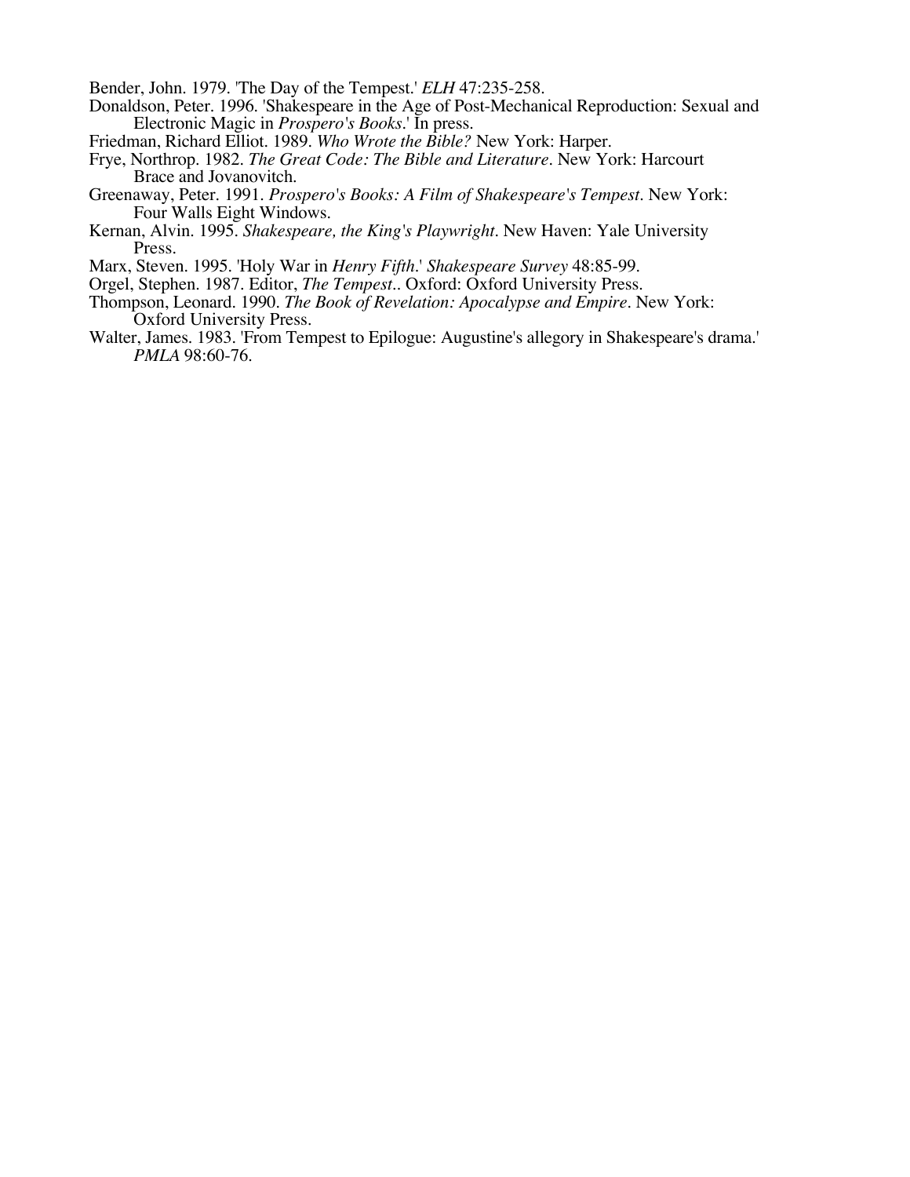Bender, John. 1979. 'The Day of the Tempest.' *ELH* 47:235-258.

Donaldson, Peter. 1996. 'Shakespeare in the Age of Post-Mechanical Reproduction: Sexual and Electronic Magic in *Prospero's Books*.' In press.

Friedman, Richard Elliot. 1989. *Who Wrote the Bible?* New York: Harper.

Frye, Northrop. 1982. *The Great Code: The Bible and Literature*. New York: Harcourt Brace and Jovanovitch.

Greenaway, Peter. 1991. *Prospero's Books: A Film of Shakespeare's Tempest*. New York: Four Walls Eight Windows.

Kernan, Alvin. 1995. *Shakespeare, the King's Playwright*. New Haven: Yale University Press.

Marx, Steven. 1995. 'Holy War in *Henry Fifth*.' *Shakespeare Survey* 48:85-99.

Orgel, Stephen. 1987. Editor, *The Tempest*.. Oxford: Oxford University Press.

Thompson, Leonard. 1990. *The Book of Revelation: Apocalypse and Empire*. New York: Oxford University Press.

Walter, James. 1983. 'From Tempest to Epilogue: Augustine's allegory in Shakespeare's drama.' *PMLA* 98:60-76.